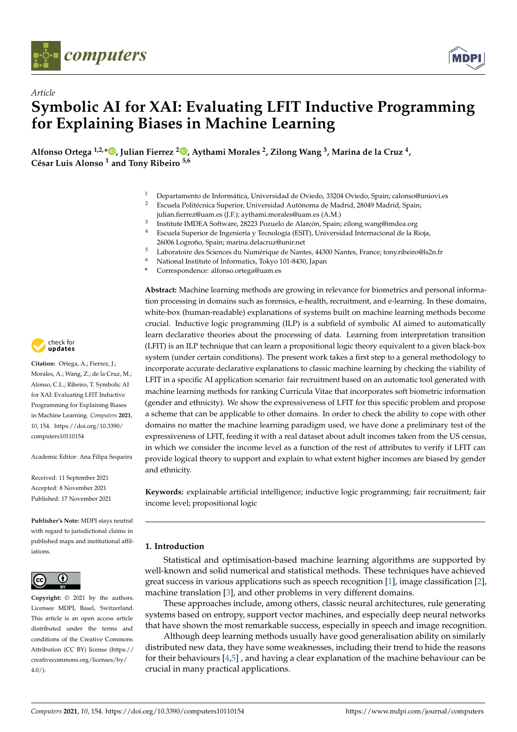*Article*

# Symbolic AI for XAI: Evaluating LFIT Inductive Programming for Explaining Biases in Machine Learning

**Alfonso Ortega [1,2,*], Julian Fierrez [2], Aythami Morales [2], Zilong Wang [3], Marina de la Cruz [4], César Luis Alonso [1] and Tony Ribeiro [5,6]**

[1] Departamento de Informática, Universidad de Oviedo, 33204 Oviedo, Spain; calonso@uniovi.es
[2] Escuela Politécnica Superior, Universidad Autónoma de Madrid, 28049 Madrid, Spain; julian.fierrez@uam.es (J.F.); aythami.morales@uam.es (A.M.)
[3] Institute IMDEA Software, 28223 Pozuelo de Alarcón, Spain; zilong.wang@imdea.org
[4] Escuela Superior de Ingeniería y Tecnología (ESIT), Universidad Internacional de la Rioja, 26006 Logroño, Spain; marina.delacruz@unir.net
[5] Laboratoire des Sciences du Numérique de Nantes, 44300 Nantes, France; tony.ribeiro@ls2n.fr
[6] National Institute of Informatics, Tokyo 101-8430, Japan
\* Correspondence: alfonso.ortega@uam.es

**Citation:** Ortega, A.; Fierrez, J.; Morales, A.; Wang, Z.; de la Cruz, M.; Alonso, C.L.; Ribeiro, T. Symbolic AI for XAI: Evaluating LFIT Inductive Programming for Explaining Biases in Machine Learning. *Computers* **2021**, *10*, 154. https://doi.org/10.3390/computers10110154

Academic Editor: Ana Filipa Sequeira

Received: 11 September 2021
Accepted: 8 November 2021
Published: 17 November 2021

**Publisher's Note:** MDPI stays neutral with regard to jurisdictional claims in published maps and institutional affiliations.

**Copyright:** © 2021 by the authors. Licensee MDPI, Basel, Switzerland. This article is an open access article distributed under the terms and conditions of the Creative Commons Attribution (CC BY) license (https://creativecommons.org/licenses/by/4.0/).

**Abstract:** Machine learning methods are growing in relevance for biometrics and personal information processing in domains such as forensics, e-health, recruitment, and e-learning. In these domains, white-box (human-readable) explanations of systems built on machine learning methods become crucial. Inductive logic programming (ILP) is a subfield of symbolic AI aimed to automatically learn declarative theories about the processing of data. Learning from interpretation transition (LFIT) is an ILP technique that can learn a propositional logic theory equivalent to a given black-box system (under certain conditions). The present work takes a first step to a general methodology to incorporate accurate declarative explanations to classic machine learning by checking the viability of LFIT in a specific AI application scenario: fair recruitment based on an automatic tool generated with machine learning methods for ranking Curricula Vitae that incorporates soft biometric information (gender and ethnicity). We show the expressiveness of LFIT for this specific problem and propose a scheme that can be applicable to other domains. In order to check the ability to cope with other domains no matter the machine learning paradigm used, we have done a preliminary test of the expressiveness of LFIT, feeding it with a real dataset about adult incomes taken from the US census, in which we consider the income level as a function of the rest of attributes to verify if LFIT can provide logical theory to support and explain to what extent higher incomes are biased by gender and ethnicity.

**Keywords:** explainable artificial intelligence; inductive logic programming; fair recruitment; fair income level; propositional logic

## 1. Introduction

Statistical and optimisation-based machine learning algorithms are supported by well-known and solid numerical and statistical methods. These techniques have achieved great success in various applications such as speech recognition [1], image classification [2], machine translation [3], and other problems in very different domains.

These approaches include, among others, classic neural architectures, rule generating systems based on entropy, support vector machines, and especially deep neural networks that have shown the most remarkable success, especially in speech and image recognition.

Although deep learning methods usually have good generalisation ability on similarly distributed new data, they have some weaknesses, including their trend to hide the reasons for their behaviours [4,5] , and having a clear explanation of the machine behaviour can be crucial in many practical applications.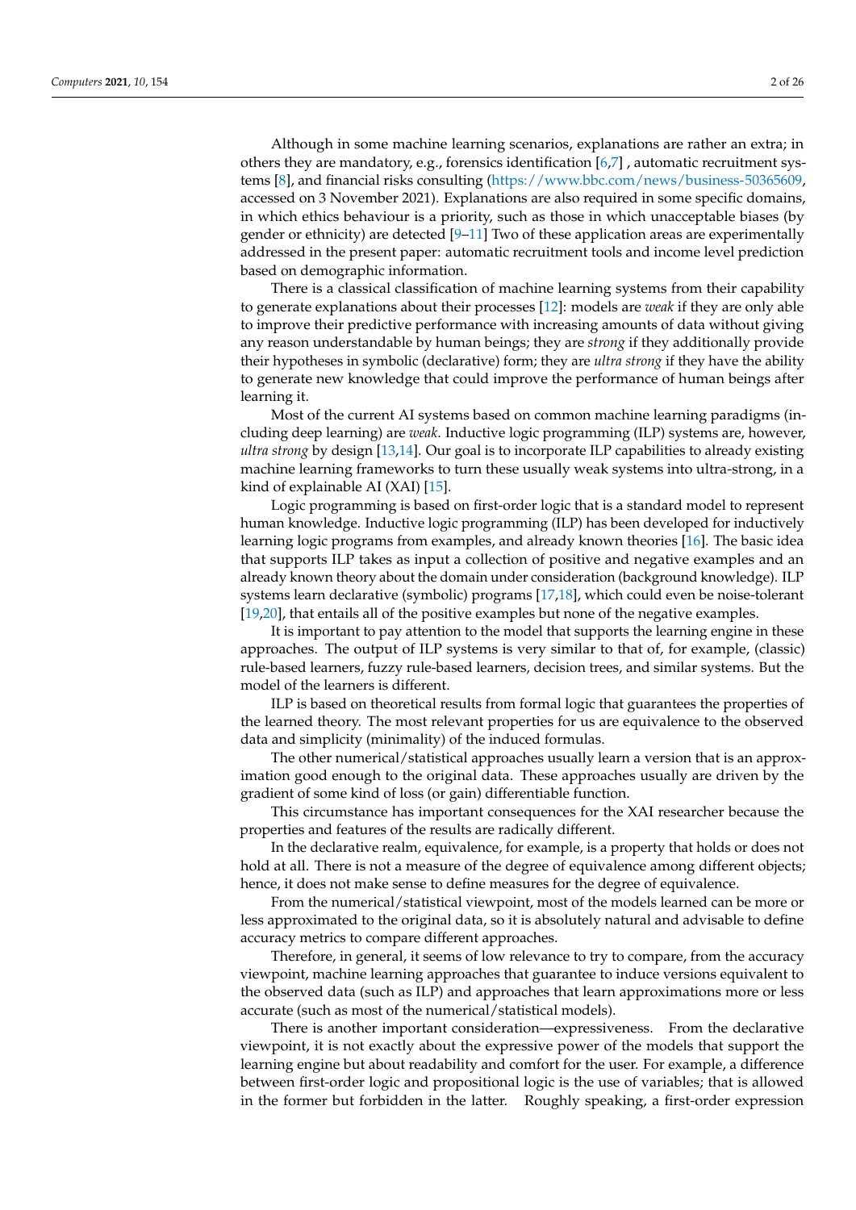Although in some machine learning scenarios, explanations are rather an extra; in others they are mandatory, e.g., forensics identification [6,7] , automatic recruitment systems [8], and financial risks consulting (https://www.bbc.com/news/business-50365609, accessed on 3 November 2021). Explanations are also required in some specific domains, in which ethics behaviour is a priority, such as those in which unacceptable biases (by gender or ethnicity) are detected [9–11] Two of these application areas are experimentally addressed in the present paper: automatic recruitment tools and income level prediction based on demographic information.

There is a classical classification of machine learning systems from their capability to generate explanations about their processes [12]: models are *weak* if they are only able to improve their predictive performance with increasing amounts of data without giving any reason understandable by human beings; they are *strong* if they additionally provide their hypotheses in symbolic (declarative) form; they are *ultra strong* if they have the ability to generate new knowledge that could improve the performance of human beings after learning it.

Most of the current AI systems based on common machine learning paradigms (including deep learning) are *weak*. Inductive logic programming (ILP) systems are, however, *ultra strong* by design [13,14]. Our goal is to incorporate ILP capabilities to already existing machine learning frameworks to turn these usually weak systems into ultra-strong, in a kind of explainable AI (XAI) [15].

Logic programming is based on first-order logic that is a standard model to represent human knowledge. Inductive logic programming (ILP) has been developed for inductively learning logic programs from examples, and already known theories [16]. The basic idea that supports ILP takes as input a collection of positive and negative examples and an already known theory about the domain under consideration (background knowledge). ILP systems learn declarative (symbolic) programs [17,18], which could even be noise-tolerant [19,20], that entails all of the positive examples but none of the negative examples.

It is important to pay attention to the model that supports the learning engine in these approaches. The output of ILP systems is very similar to that of, for example, (classic) rule-based learners, fuzzy rule-based learners, decision trees, and similar systems. But the model of the learners is different.

ILP is based on theoretical results from formal logic that guarantees the properties of the learned theory. The most relevant properties for us are equivalence to the observed data and simplicity (minimality) of the induced formulas.

The other numerical/statistical approaches usually learn a version that is an approximation good enough to the original data. These approaches usually are driven by the gradient of some kind of loss (or gain) differentiable function.

This circumstance has important consequences for the XAI researcher because the properties and features of the results are radically different.

In the declarative realm, equivalence, for example, is a property that holds or does not hold at all. There is not a measure of the degree of equivalence among different objects; hence, it does not make sense to define measures for the degree of equivalence.

From the numerical/statistical viewpoint, most of the models learned can be more or less approximated to the original data, so it is absolutely natural and advisable to define accuracy metrics to compare different approaches.

Therefore, in general, it seems of low relevance to try to compare, from the accuracy viewpoint, machine learning approaches that guarantee to induce versions equivalent to the observed data (such as ILP) and approaches that learn approximations more or less accurate (such as most of the numerical/statistical models).

There is another important consideration—expressiveness. From the declarative viewpoint, it is not exactly about the expressive power of the models that support the learning engine but about readability and comfort for the user. For example, a difference between first-order logic and propositional logic is the use of variables; that is allowed in the former but forbidden in the latter. Roughly speaking, a first-order expression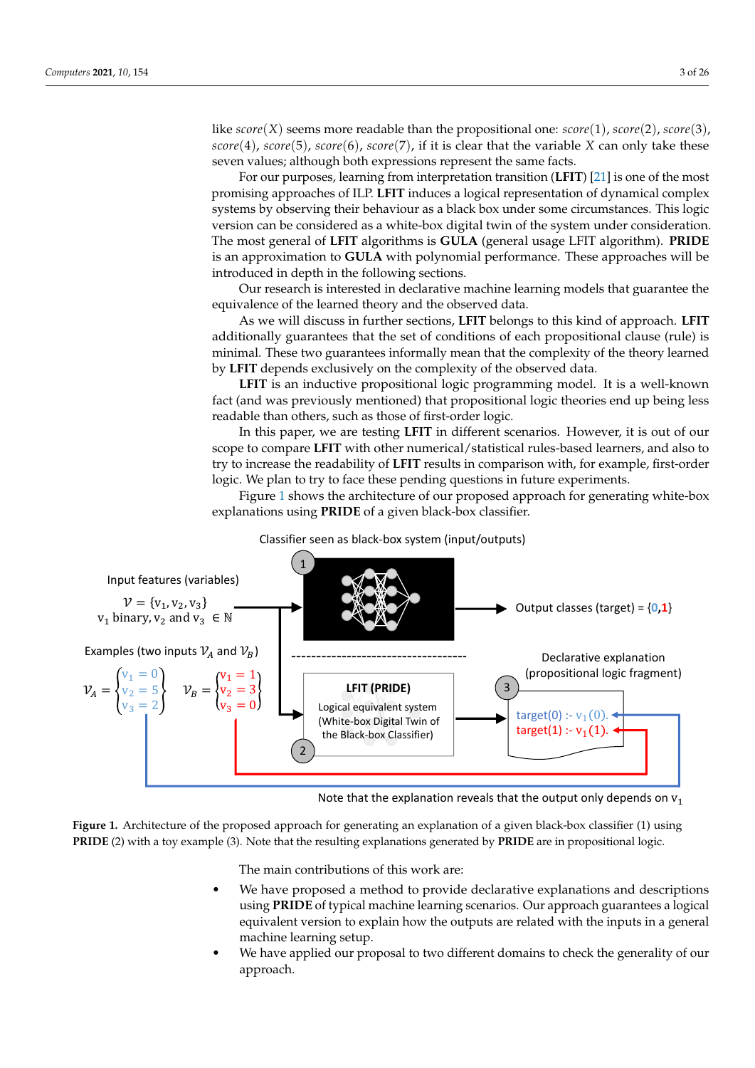like $score(X)$ seems more readable than the propositional one: $score(1)$, $score(2)$, $score(3)$, $score(4)$, $score(5)$, $score(6)$, $score(7)$, if it is clear that the variable $X$ can only take these seven values; although both expressions represent the same facts.

For our purposes, learning from interpretation transition (**LFIT**) [21] is one of the most promising approaches of ILP. **LFIT** induces a logical representation of dynamical complex systems by observing their behaviour as a black box under some circumstances. This logic version can be considered as a white-box digital twin of the system under consideration. The most general of **LFIT** algorithms is **GULA** (general usage LFIT algorithm). **PRIDE** is an approximation to **GULA** with polynomial performance. These approaches will be introduced in depth in the following sections.

Our research is interested in declarative machine learning models that guarantee the equivalence of the learned theory and the observed data.

As we will discuss in further sections, **LFIT** belongs to this kind of approach. **LFIT** additionally guarantees that the set of conditions of each propositional clause (rule) is minimal. These two guarantees informally mean that the complexity of the theory learned by **LFIT** depends exclusively on the complexity of the observed data.

**LFIT** is an inductive propositional logic programming model. It is a well-known fact (and was previously mentioned) that propositional logic theories end up being less readable than others, such as those of first-order logic.

In this paper, we are testing **LFIT** in different scenarios. However, it is out of our scope to compare **LFIT** with other numerical/statistical rules-based learners, and also to try to increase the readability of **LFIT** results in comparison with, for example, first-order logic. We plan to try to face these pending questions in future experiments.

Figure 1 shows the architecture of our proposed approach for generating white-box explanations using **PRIDE** of a given black-box classifier.

Classifier seen as black-box system (input/outputs)

Input features (variables)

$\mathcal{V} = \{v_1, v_2, v_3\}$
$v_1$ binary, $v_2$ and $v_3$ $\in \mathbb{N}$

Output classes (target) = {0,1}

Examples (two inputs $\mathcal{V}_A$ and $\mathcal{V}_B$)

$\mathcal{V}_A = \begin{Bmatrix} v_1 = 0 \\ v_2 = 5 \\ v_3 = 2 \end{Bmatrix}$ $\quad \mathcal{V}_B = \begin{Bmatrix} v_1 = 1 \\ v_2 = 3 \\ v_3 = 0 \end{Bmatrix}$

LFIT (PRIDE)
Logical equivalent system
(White-box Digital Twin of the Black-box Classifier)

Declarative explanation
(propositional logic fragment)

target(0) :- $v_1(0)$.
target(1) :- $v_1(1)$.

Note that the explanation reveals that the output only depends on $v_1$

**Figure 1.** Architecture of the proposed approach for generating an explanation of a given black-box classifier (1) using **PRIDE** (2) with a toy example (3). Note that the resulting explanations generated by **PRIDE** are in propositional logic.

The main contributions of this work are:

- We have proposed a method to provide declarative explanations and descriptions using **PRIDE** of typical machine learning scenarios. Our approach guarantees a logical equivalent version to explain how the outputs are related with the inputs in a general machine learning setup.
- We have applied our proposal to two different domains to check the generality of our approach.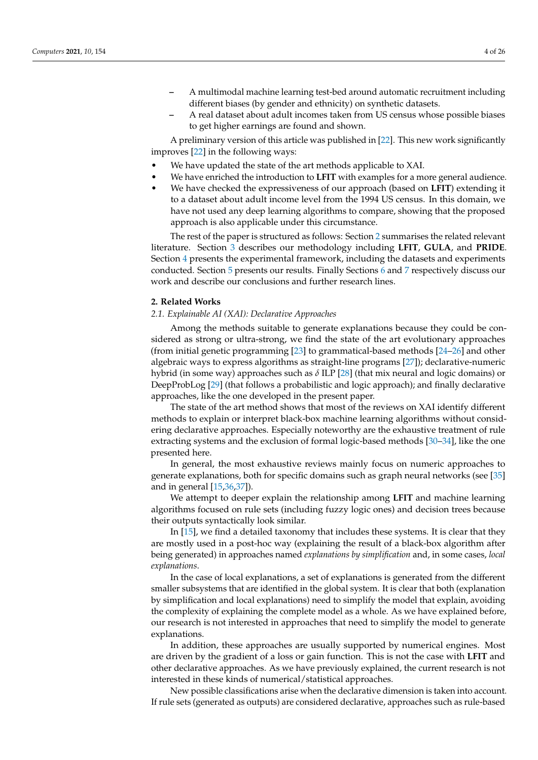– A multimodal machine learning test-bed around automatic recruitment including different biases (by gender and ethnicity) on synthetic datasets.
– A real dataset about adult incomes taken from US census whose possible biases to get higher earnings are found and shown.

A preliminary version of this article was published in [22]. This new work significantly improves [22] in the following ways:

- We have updated the state of the art methods applicable to XAI.
- We have enriched the introduction to **LFIT** with examples for a more general audience.
- We have checked the expressiveness of our approach (based on **LFIT**) extending it to a dataset about adult income level from the 1994 US census. In this domain, we have not used any deep learning algorithms to compare, showing that the proposed approach is also applicable under this circumstance.

The rest of the paper is structured as follows: Section 2 summarises the related relevant literature. Section 3 describes our methodology including **LFIT**, **GULA**, and **PRIDE**. Section 4 presents the experimental framework, including the datasets and experiments conducted. Section 5 presents our results. Finally Sections 6 and 7 respectively discuss our work and describe our conclusions and further research lines.

## 2. Related Works

### 2.1. Explainable AI (XAI): Declarative Approaches

Among the methods suitable to generate explanations because they could be considered as strong or ultra-strong, we find the state of the art evolutionary approaches (from initial genetic programming [23] to grammatical-based methods [24–26] and other algebraic ways to express algorithms as straight-line programs [27]); declarative-numeric hybrid (in some way) approaches such as $\delta$ ILP [28] (that mix neural and logic domains) or DeepProbLog [29] (that follows a probabilistic and logic approach); and finally declarative approaches, like the one developed in the present paper.

The state of the art method shows that most of the reviews on XAI identify different methods to explain or interpret black-box machine learning algorithms without considering declarative approaches. Especially noteworthy are the exhaustive treatment of rule extracting systems and the exclusion of formal logic-based methods [30–34], like the one presented here.

In general, the most exhaustive reviews mainly focus on numeric approaches to generate explanations, both for specific domains such as graph neural networks (see [35] and in general [15,36,37]).

We attempt to deeper explain the relationship among **LFIT** and machine learning algorithms focused on rule sets (including fuzzy logic ones) and decision trees because their outputs syntactically look similar.

In [15], we find a detailed taxonomy that includes these systems. It is clear that they are mostly used in a post-hoc way (explaining the result of a black-box algorithm after being generated) in approaches named *explanations by simplification* and, in some cases, *local explanations*.

In the case of local explanations, a set of explanations is generated from the different smaller subsystems that are identified in the global system. It is clear that both (explanation by simplification and local explanations) need to simplify the model that explain, avoiding the complexity of explaining the complete model as a whole. As we have explained before, our research is not interested in approaches that need to simplify the model to generate explanations.

In addition, these approaches are usually supported by numerical engines. Most are driven by the gradient of a loss or gain function. This is not the case with **LFIT** and other declarative approaches. As we have previously explained, the current research is not interested in these kinds of numerical/statistical approaches.

New possible classifications arise when the declarative dimension is taken into account. If rule sets (generated as outputs) are considered declarative, approaches such as rule-based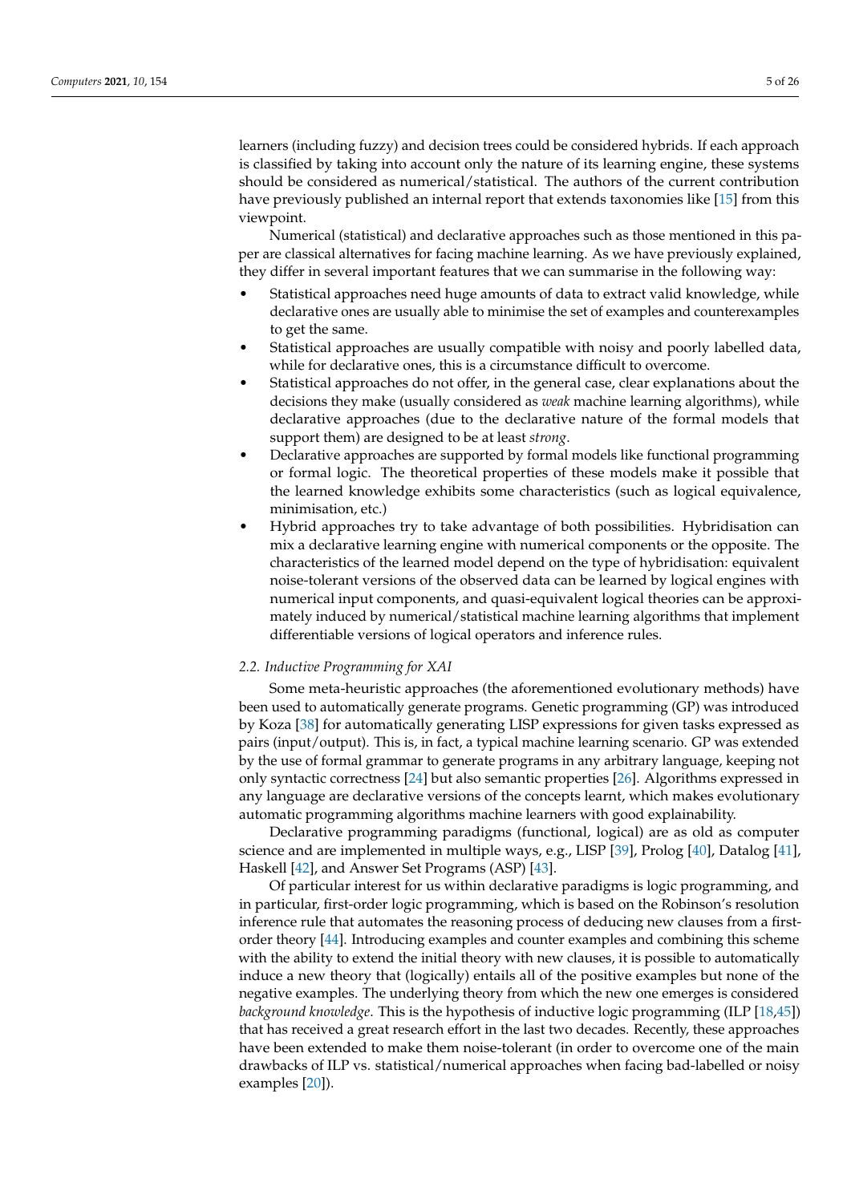learners (including fuzzy) and decision trees could be considered hybrids. If each approach is classified by taking into account only the nature of its learning engine, these systems should be considered as numerical/statistical. The authors of the current contribution have previously published an internal report that extends taxonomies like [15] from this viewpoint.

Numerical (statistical) and declarative approaches such as those mentioned in this paper are classical alternatives for facing machine learning. As we have previously explained, they differ in several important features that we can summarise in the following way:

- Statistical approaches need huge amounts of data to extract valid knowledge, while declarative ones are usually able to minimise the set of examples and counterexamples to get the same.
- Statistical approaches are usually compatible with noisy and poorly labelled data, while for declarative ones, this is a circumstance difficult to overcome.
- Statistical approaches do not offer, in the general case, clear explanations about the decisions they make (usually considered as *weak* machine learning algorithms), while declarative approaches (due to the declarative nature of the formal models that support them) are designed to be at least *strong*.
- Declarative approaches are supported by formal models like functional programming or formal logic. The theoretical properties of these models make it possible that the learned knowledge exhibits some characteristics (such as logical equivalence, minimisation, etc.)
- Hybrid approaches try to take advantage of both possibilities. Hybridisation can mix a declarative learning engine with numerical components or the opposite. The characteristics of the learned model depend on the type of hybridisation: equivalent noise-tolerant versions of the observed data can be learned by logical engines with numerical input components, and quasi-equivalent logical theories can be approximately induced by numerical/statistical machine learning algorithms that implement differentiable versions of logical operators and inference rules.

### 2.2. Inductive Programming for XAI

Some meta-heuristic approaches (the aforementioned evolutionary methods) have been used to automatically generate programs. Genetic programming (GP) was introduced by Koza [38] for automatically generating LISP expressions for given tasks expressed as pairs (input/output). This is, in fact, a typical machine learning scenario. GP was extended by the use of formal grammar to generate programs in any arbitrary language, keeping not only syntactic correctness [24] but also semantic properties [26]. Algorithms expressed in any language are declarative versions of the concepts learnt, which makes evolutionary automatic programming algorithms machine learners with good explainability.

Declarative programming paradigms (functional, logical) are as old as computer science and are implemented in multiple ways, e.g., LISP [39], Prolog [40], Datalog [41], Haskell [42], and Answer Set Programs (ASP) [43].

Of particular interest for us within declarative paradigms is logic programming, and in particular, first-order logic programming, which is based on the Robinson's resolution inference rule that automates the reasoning process of deducing new clauses from a first-order theory [44]. Introducing examples and counter examples and combining this scheme with the ability to extend the initial theory with new clauses, it is possible to automatically induce a new theory that (logically) entails all of the positive examples but none of the negative examples. The underlying theory from which the new one emerges is considered *background knowledge*. This is the hypothesis of inductive logic programming (ILP [18,45]) that has received a great research effort in the last two decades. Recently, these approaches have been extended to make them noise-tolerant (in order to overcome one of the main drawbacks of ILP vs. statistical/numerical approaches when facing bad-labelled or noisy examples [20]).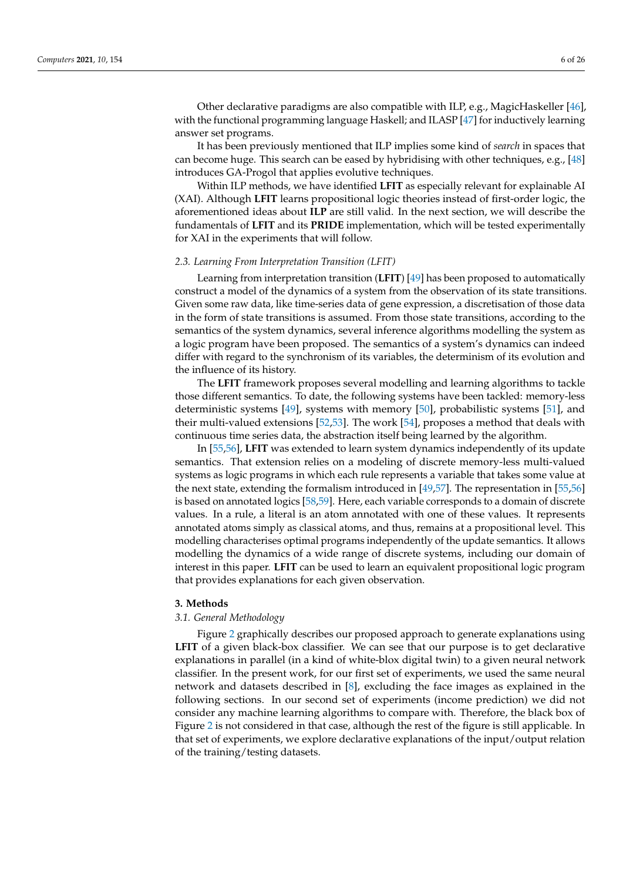Other declarative paradigms are also compatible with ILP, e.g., MagicHaskeller [46], with the functional programming language Haskell; and ILASP [47] for inductively learning answer set programs.

It has been previously mentioned that ILP implies some kind of *search* in spaces that can become huge. This search can be eased by hybridising with other techniques, e.g., [48] introduces GA-Progol that applies evolutive techniques.

Within ILP methods, we have identified **LFIT** as especially relevant for explainable AI (XAI). Although **LFIT** learns propositional logic theories instead of first-order logic, the aforementioned ideas about **ILP** are still valid. In the next section, we will describe the fundamentals of **LFIT** and its **PRIDE** implementation, which will be tested experimentally for XAI in the experiments that will follow.

### *2.3. Learning From Interpretation Transition (LFIT)*

Learning from interpretation transition (**LFIT**) [49] has been proposed to automatically construct a model of the dynamics of a system from the observation of its state transitions. Given some raw data, like time-series data of gene expression, a discretisation of those data in the form of state transitions is assumed. From those state transitions, according to the semantics of the system dynamics, several inference algorithms modelling the system as a logic program have been proposed. The semantics of a system's dynamics can indeed differ with regard to the synchronism of its variables, the determinism of its evolution and the influence of its history.

The **LFIT** framework proposes several modelling and learning algorithms to tackle those different semantics. To date, the following systems have been tackled: memory-less deterministic systems [49], systems with memory [50], probabilistic systems [51], and their multi-valued extensions [52,53]. The work [54], proposes a method that deals with continuous time series data, the abstraction itself being learned by the algorithm.

In [55,56], **LFIT** was extended to learn system dynamics independently of its update semantics. That extension relies on a modeling of discrete memory-less multi-valued systems as logic programs in which each rule represents a variable that takes some value at the next state, extending the formalism introduced in [49,57]. The representation in [55,56] is based on annotated logics [58,59]. Here, each variable corresponds to a domain of discrete values. In a rule, a literal is an atom annotated with one of these values. It represents annotated atoms simply as classical atoms, and thus, remains at a propositional level. This modelling characterises optimal programs independently of the update semantics. It allows modelling the dynamics of a wide range of discrete systems, including our domain of interest in this paper. **LFIT** can be used to learn an equivalent propositional logic program that provides explanations for each given observation.

## 3. Methods

### *3.1. General Methodology*

Figure 2 graphically describes our proposed approach to generate explanations using **LFIT** of a given black-box classifier. We can see that our purpose is to get declarative explanations in parallel (in a kind of white-blox digital twin) to a given neural network classifier. In the present work, for our first set of experiments, we used the same neural network and datasets described in [8], excluding the face images as explained in the following sections. In our second set of experiments (income prediction) we did not consider any machine learning algorithms to compare with. Therefore, the black box of Figure 2 is not considered in that case, although the rest of the figure is still applicable. In that set of experiments, we explore declarative explanations of the input/output relation of the training/testing datasets.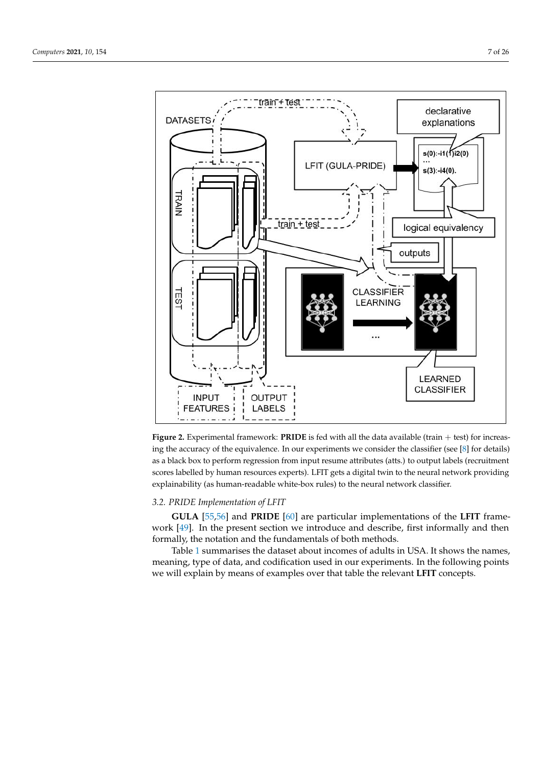**Figure 2.** Experimental framework: **PRIDE** is fed with all the data available (train + test) for increasing the accuracy of the equivalence. In our experiments we consider the classifier (see [8] for details) as a black box to perform regression from input resume attributes (atts.) to output labels (recruitment scores labelled by human resources experts). LFIT gets a digital twin to the neural network providing explainability (as human-readable white-box rules) to the neural network classifier.

### 3.2. PRIDE Implementation of LFIT

**GULA** [55,56] and **PRIDE** [60] are particular implementations of the **LFIT** framework [49]. In the present section we introduce and describe, first informally and then formally, the notation and the fundamentals of both methods.

Table 1 summarises the dataset about incomes of adults in USA. It shows the names, meaning, type of data, and codification used in our experiments. In the following points we will explain by means of examples over that table the relevant **LFIT** concepts.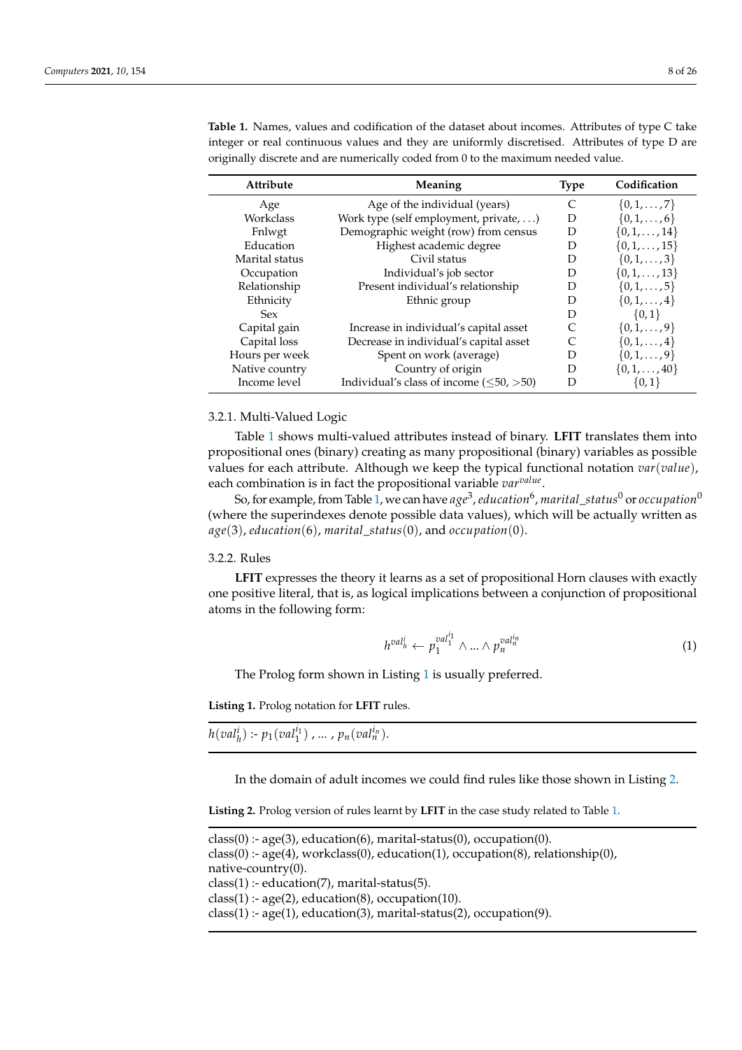**Table 1.** Names, values and codification of the dataset about incomes. Attributes of type C take integer or real continuous values and they are uniformly discretised. Attributes of type D are originally discrete and are numerically coded from 0 to the maximum needed value.

| Attribute | Meaning | Type | Codification |
|---|---|---|---|
| Age | Age of the individual (years) | C | $\{0, 1, \ldots, 7\}$ |
| Workclass | Work type (self employment, private, ...) | D | $\{0, 1, \ldots, 6\}$ |
| Fnlwgt | Demographic weight (row) from census | D | $\{0, 1, \ldots, 14\}$ |
| Education | Highest academic degree | D | $\{0, 1, \ldots, 15\}$ |
| Marital status | Civil status | D | $\{0, 1, \ldots, 3\}$ |
| Occupation | Individual's job sector | D | $\{0, 1, \ldots, 13\}$ |
| Relationship | Present individual's relationship | D | $\{0, 1, \ldots, 5\}$ |
| Ethnicity | Ethnic group | D | $\{0, 1, \ldots, 4\}$ |
| Sex | | D | $\{0, 1\}$ |
| Capital gain | Increase in individual's capital asset | C | $\{0, 1, \ldots, 9\}$ |
| Capital loss | Decrease in individual's capital asset | C | $\{0, 1, \ldots, 4\}$ |
| Hours per week | Spent on work (average) | D | $\{0, 1, \ldots, 9\}$ |
| Native country | Country of origin | D | $\{0, 1, \ldots, 40\}$ |
| Income level | Individual's class of income ($\leq$50, $>$50) | D | $\{0, 1\}$ |

#### 3.2.1. Multi-Valued Logic

Table 1 shows multi-valued attributes instead of binary. **LFIT** translates them into propositional ones (binary) creating as many propositional (binary) variables as possible values for each attribute. Although we keep the typical functional notation $var(value)$, each combination is in fact the propositional variable $var^{value}$.

So, for example, from Table 1, we can have $age^3$, $education^6$, $marital\_status^0$ or $occupation^0$ (where the superindexes denote possible data values), which will be actually written as $age(3)$, $education(6)$, $marital\_status(0)$, and $occupation(0)$.

#### 3.2.2. Rules

**LFIT** expresses the theory it learns as a set of propositional Horn clauses with exactly one positive literal, that is, as logical implications between a conjunction of propositional atoms in the following form:

$$h^{val_h^i} \leftarrow p_1^{val_1^{i_1}} \wedge \ldots \wedge p_n^{val_n^{i_n}} \tag{1}$$

The Prolog form shown in Listing 1 is usually preferred.

**Listing 1.** Prolog notation for **LFIT** rules.

$h(val_h^i)$ :- $p_1(val_1^{i_1})$ , ... , $p_n(val_n^{i_n})$.

In the domain of adult incomes we could find rules like those shown in Listing 2.

**Listing 2.** Prolog version of rules learnt by **LFIT** in the case study related to Table 1.

```
class(0) :- age(3), education(6), marital-status(0), occupation(0).
class(0) :- age(4), workclass(0), education(1), occupation(8), relationship(0),
native-country(0).
class(1) :- education(7), marital-status(5).
class(1) :- age(2), education(8), occupation(10).
class(1) :- age(1), education(3), marital-status(2), occupation(9).
```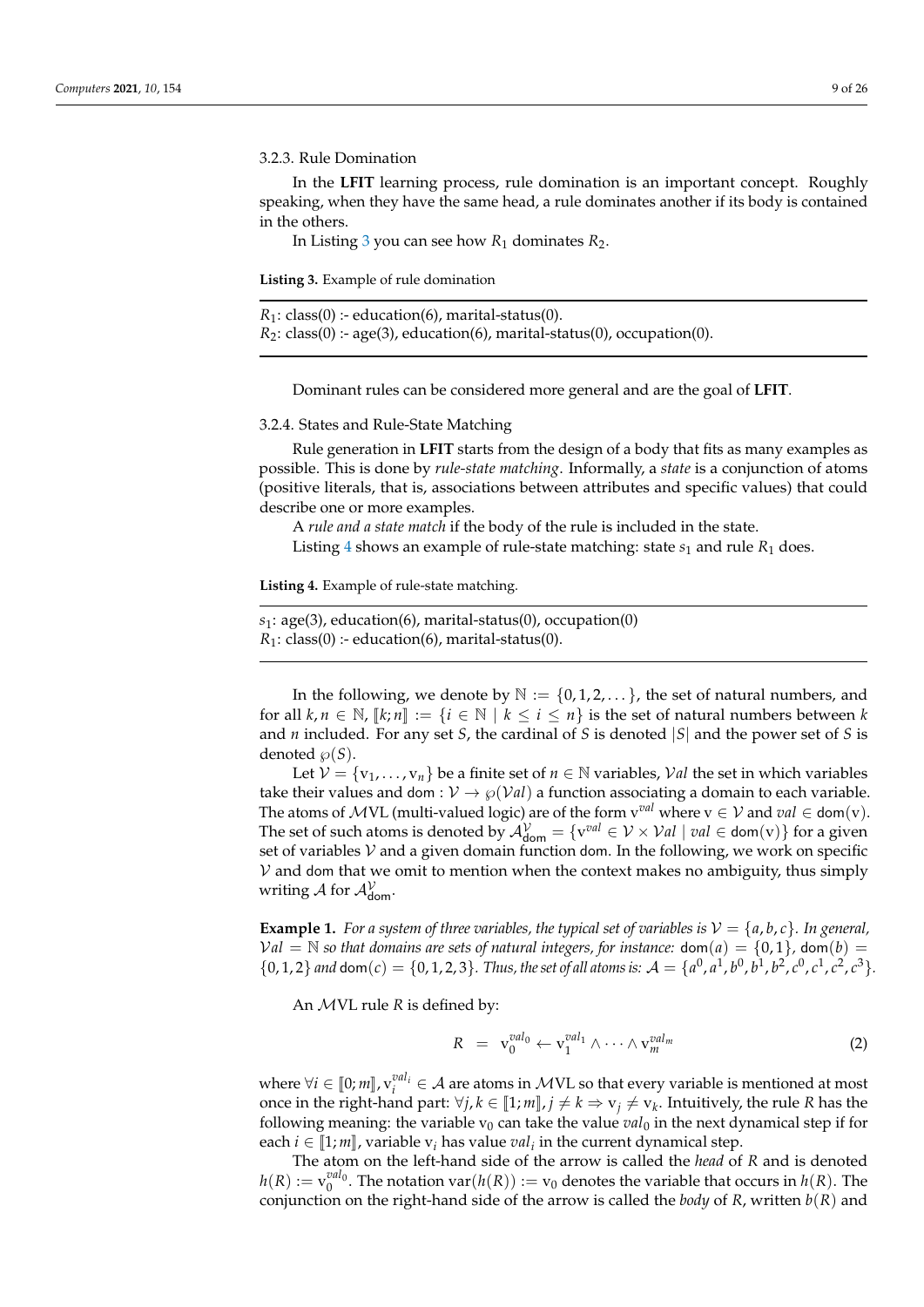### 3.2.3. Rule Domination

In the **LFIT** learning process, rule domination is an important concept. Roughly speaking, when they have the same head, a rule dominates another if its body is contained in the others.

In Listing 3 you can see how $R_1$ dominates $R_2$.

**Listing 3.** Example of rule domination

$R_1$: class(0) :- education(6), marital-status(0).
$R_2$: class(0) :- age(3), education(6), marital-status(0), occupation(0).

Dominant rules can be considered more general and are the goal of **LFIT**.

### 3.2.4. States and Rule-State Matching

Rule generation in **LFIT** starts from the design of a body that fits as many examples as possible. This is done by *rule-state matching*. Informally, a *state* is a conjunction of atoms (positive literals, that is, associations between attributes and specific values) that could describe one or more examples.

A *rule and a state match* if the body of the rule is included in the state.

Listing 4 shows an example of rule-state matching: state $s_1$ and rule $R_1$ does.

**Listing 4.** Example of rule-state matching.

$s_1$: age(3), education(6), marital-status(0), occupation(0)
$R_1$: class(0) :- education(6), marital-status(0).

In the following, we denote by $\mathbb{N} := \{0, 1, 2, \dots\}$, the set of natural numbers, and for all $k, n \in \mathbb{N}$, $[\![k; n]\!] := \{i \in \mathbb{N} \mid k \leq i \leq n\}$ is the set of natural numbers between $k$ and $n$ included. For any set $S$, the cardinal of $S$ is denoted $|S|$ and the power set of $S$ is denoted $\wp(S)$.

Let $\mathcal{V} = \{\mathrm{v}_1, \dots, \mathrm{v}_n\}$ be a finite set of $n \in \mathbb{N}$ variables, $\mathcal{V}al$ the set in which variables take their values and $\mathsf{dom} : \mathcal{V} \to \wp(\mathcal{V}al)$ a function associating a domain to each variable. The atoms of $\mathcal{M}$VL (multi-valued logic) are of the form $\mathrm{v}^{val}$ where $\mathrm{v} \in \mathcal{V}$ and $val \in \mathsf{dom}(\mathrm{v})$. The set of such atoms is denoted by $\mathcal{A}^{\mathcal{V}}_{\mathsf{dom}} = \{\mathrm{v}^{val} \in \mathcal{V} \times \mathcal{V}al \mid val \in \mathsf{dom}(\mathrm{v})\}$ for a given set of variables $\mathcal{V}$ and a given domain function $\mathsf{dom}$. In the following, we work on specific $\mathcal{V}$ and $\mathsf{dom}$ that we omit to mention when the context makes no ambiguity, thus simply writing $\mathcal{A}$ for $\mathcal{A}^{\mathcal{V}}_{\mathsf{dom}}$.

**Example 1.** *For a system of three variables, the typical set of variables is $\mathcal{V} = \{a, b, c\}$. In general, $\mathcal{V}al = \mathbb{N}$ so that domains are sets of natural integers, for instance: $\mathsf{dom}(a) = \{0, 1\}$, $\mathsf{dom}(b) = \{0, 1, 2\}$ and $\mathsf{dom}(c) = \{0, 1, 2, 3\}$. Thus, the set of all atoms is: $\mathcal{A} = \{a^0, a^1, b^0, b^1, b^2, c^0, c^1, c^2, c^3\}$.*

An $\mathcal{M}$VL rule $R$ is defined by:

$$R \;\; = \;\; \mathrm{v}_0^{val_0} \leftarrow \mathrm{v}_1^{val_1} \wedge \dots \wedge \mathrm{v}_m^{val_m} \tag{2}$$

where $\forall i \in [\![0; m]\!]$, $\mathrm{v}_i^{val_i} \in \mathcal{A}$ are atoms in $\mathcal{M}$VL so that every variable is mentioned at most once in the right-hand part: $\forall j, k \in [\![1; m]\!], j \neq k \Rightarrow \mathrm{v}_j \neq \mathrm{v}_k$. Intuitively, the rule $R$ has the following meaning: the variable $\mathrm{v}_0$ can take the value $val_0$ in the next dynamical step if for each $i \in [\![1; m]\!]$, variable $\mathrm{v}_i$ has value $val_i$ in the current dynamical step.

The atom on the left-hand side of the arrow is called the *head* of $R$ and is denoted $h(R) := \mathrm{v}_0^{val_0}$. The notation $\mathrm{var}(h(R)) := \mathrm{v}_0$ denotes the variable that occurs in $h(R)$. The conjunction on the right-hand side of the arrow is called the *body* of $R$, written $b(R)$ and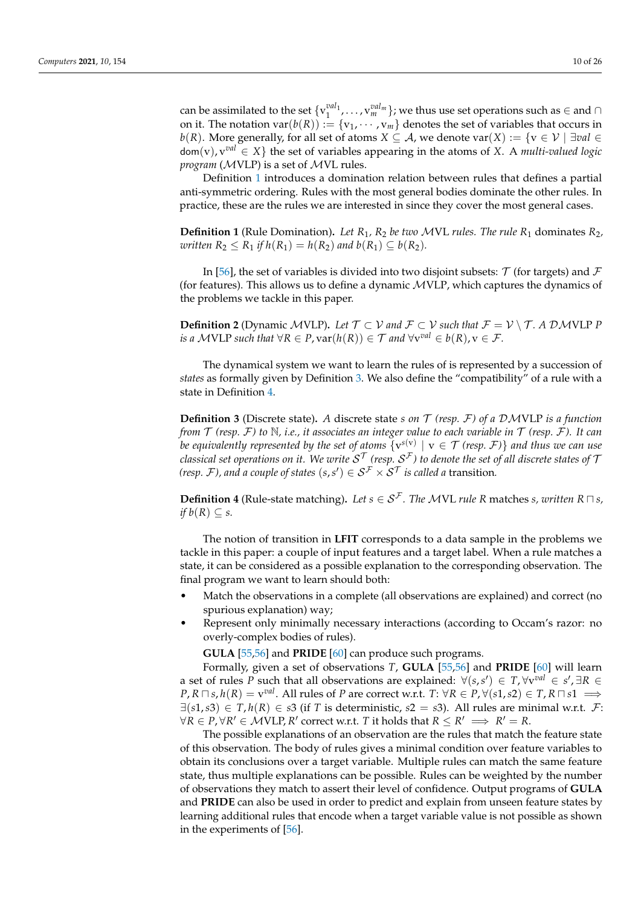can be assimilated to the set $\{v_1^{val_1}, \ldots, v_m^{val_m}\}$; we thus use set operations such as $\in$ and $\cap$ on it. The notation $\text{var}(b(R)) := \{v_1, \cdots, v_m\}$ denotes the set of variables that occurs in $b(R)$. More generally, for all set of atoms $X \subseteq \mathcal{A}$, we denote $\text{var}(X) := \{v \in \mathcal{V} \mid \exists val \in \text{dom}(v), v^{val} \in X\}$ the set of variables appearing in the atoms of $X$. A *multi-valued logic program* ($\mathcal{M}$VLP) is a set of $\mathcal{M}$VL rules.

Definition 1 introduces a domination relation between rules that defines a partial anti-symmetric ordering. Rules with the most general bodies dominate the other rules. In practice, these are the rules we are interested in since they cover the most general cases.

**Definition 1** (Rule Domination)**.** *Let $R_1, R_2$ be two $\mathcal{M}$VL rules. The rule $R_1$* dominates *$R_2$, written $R_2 \leq R_1$ if $h(R_1) = h(R_2)$ and $b(R_1) \subseteq b(R_2)$.*

In [56], the set of variables is divided into two disjoint subsets: $\mathcal{T}$ (for targets) and $\mathcal{F}$ (for features). This allows us to define a dynamic $\mathcal{M}$VLP, which captures the dynamics of the problems we tackle in this paper.

**Definition 2** (Dynamic $\mathcal{M}$VLP)**.** *Let $\mathcal{T} \subset \mathcal{V}$ and $\mathcal{F} \subset \mathcal{V}$ such that $\mathcal{F} = \mathcal{V} \setminus \mathcal{T}$. A $\mathcal{DM}$VLP $P$ is a $\mathcal{M}$VLP such that $\forall R \in P, \text{var}(h(R)) \in \mathcal{T}$ and $\forall v^{val} \in b(R), v \in \mathcal{F}$.*

The dynamical system we want to learn the rules of is represented by a succession of *states* as formally given by Definition 3. We also define the "compatibility" of a rule with a state in Definition 4.

**Definition 3** (Discrete state)**.** *A* discrete state *$s$ on $\mathcal{T}$ (resp. $\mathcal{F}$) of a $\mathcal{DM}$VLP is a function from $\mathcal{T}$ (resp. $\mathcal{F}$) to $\mathbb{N}$, i.e., it associates an integer value to each variable in $\mathcal{T}$ (resp. $\mathcal{F}$). It can be equivalently represented by the set of atoms $\{v^{s(v)} \mid v \in \mathcal{T}$ (resp. $\mathcal{F})\}$ and thus we can use classical set operations on it. We write $\mathcal{S}^{\mathcal{T}}$ (resp. $\mathcal{S}^{\mathcal{F}}$) to denote the set of all discrete states of $\mathcal{T}$ (resp. $\mathcal{F}$), and a couple of states $(s, s') \in \mathcal{S}^{\mathcal{F}} \times \mathcal{S}^{\mathcal{T}}$ is called a* transition.

**Definition 4** (Rule-state matching)**.** *Let $s \in \mathcal{S}^{\mathcal{F}}$. The $\mathcal{M}$VL rule $R$* matches *$s$, written $R \sqcap s$, if $b(R) \subseteq s$.*

The notion of transition in **LFIT** corresponds to a data sample in the problems we tackle in this paper: a couple of input features and a target label. When a rule matches a state, it can be considered as a possible explanation to the corresponding observation. The final program we want to learn should both:

- Match the observations in a complete (all observations are explained) and correct (no spurious explanation) way;
- Represent only minimally necessary interactions (according to Occam's razor: no overly-complex bodies of rules).

**GULA** [55,56] and **PRIDE** [60] can produce such programs.

Formally, given a set of observations $T$, **GULA** [55,56] and **PRIDE** [60] will learn a set of rules $P$ such that all observations are explained: $\forall(s, s') \in T, \forall v^{val} \in s', \exists R \in P, R \sqcap s, h(R) = v^{val}$. All rules of $P$ are correct w.r.t. $T$: $\forall R \in P, \forall(s1, s2) \in T, R \sqcap s1 \implies \exists(s1, s3) \in T, h(R) \in s3$ (if $T$ is deterministic, $s2 = s3$). All rules are minimal w.r.t. $\mathcal{F}$: $\forall R \in P, \forall R' \in \mathcal{M}\text{VLP}, R'$ correct w.r.t. $T$ it holds that $R \leq R' \implies R' = R$.

The possible explanations of an observation are the rules that match the feature state of this observation. The body of rules gives a minimal condition over feature variables to obtain its conclusions over a target variable. Multiple rules can match the same feature state, thus multiple explanations can be possible. Rules can be weighted by the number of observations they match to assert their level of confidence. Output programs of **GULA** and **PRIDE** can also be used in order to predict and explain from unseen feature states by learning additional rules that encode when a target variable value is not possible as shown in the experiments of [56].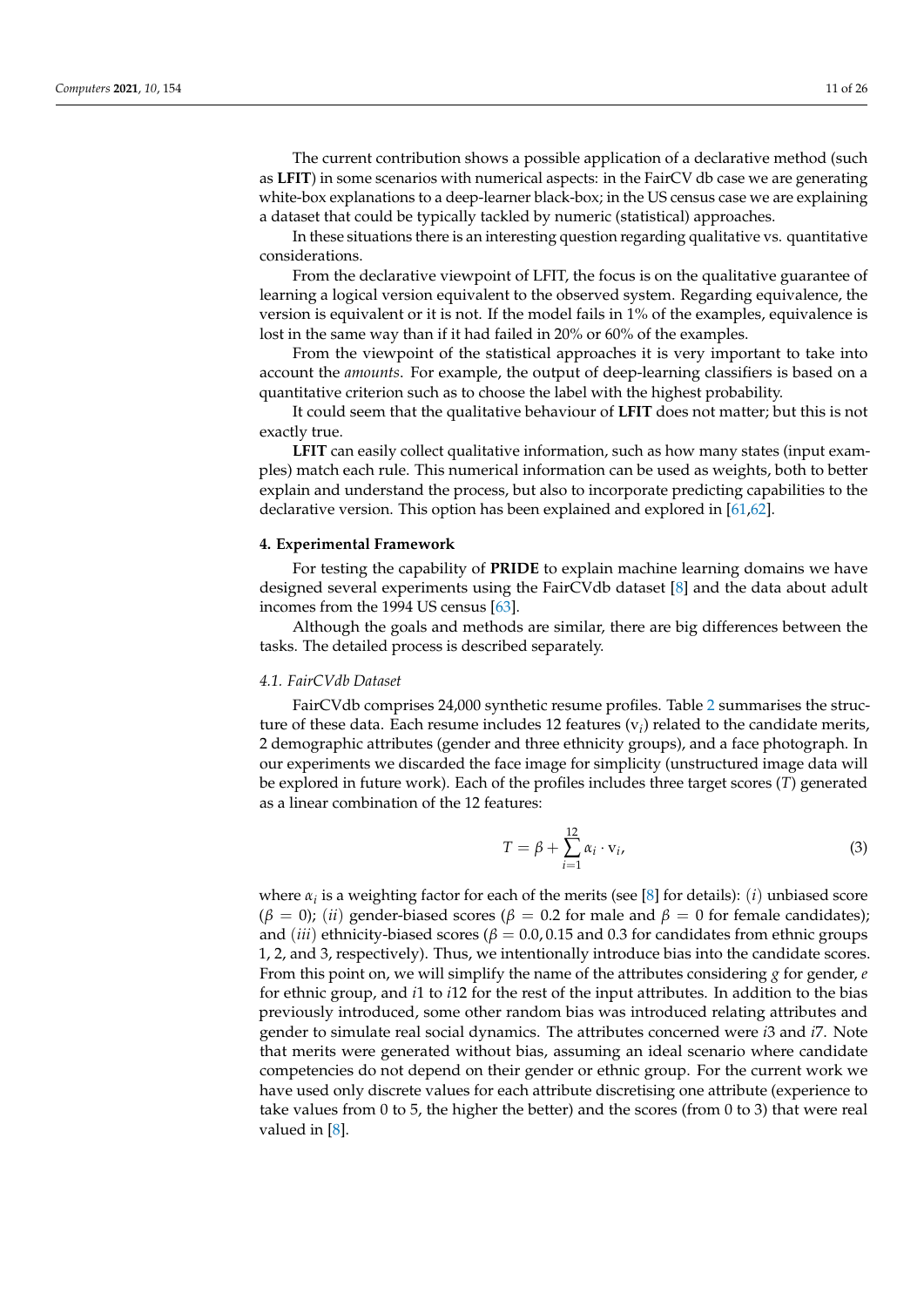The current contribution shows a possible application of a declarative method (such as **LFIT**) in some scenarios with numerical aspects: in the FairCV db case we are generating white-box explanations to a deep-learner black-box; in the US census case we are explaining a dataset that could be typically tackled by numeric (statistical) approaches.

In these situations there is an interesting question regarding qualitative vs. quantitative considerations.

From the declarative viewpoint of LFIT, the focus is on the qualitative guarantee of learning a logical version equivalent to the observed system. Regarding equivalence, the version is equivalent or it is not. If the model fails in 1% of the examples, equivalence is lost in the same way than if it had failed in 20% or 60% of the examples.

From the viewpoint of the statistical approaches it is very important to take into account the *amounts*. For example, the output of deep-learning classifiers is based on a quantitative criterion such as to choose the label with the highest probability.

It could seem that the qualitative behaviour of **LFIT** does not matter; but this is not exactly true.

**LFIT** can easily collect qualitative information, such as how many states (input examples) match each rule. This numerical information can be used as weights, both to better explain and understand the process, but also to incorporate predicting capabilities to the declarative version. This option has been explained and explored in [61,62].

## 4. Experimental Framework

For testing the capability of **PRIDE** to explain machine learning domains we have designed several experiments using the FairCVdb dataset [8] and the data about adult incomes from the 1994 US census [63].

Although the goals and methods are similar, there are big differences between the tasks. The detailed process is described separately.

### *4.1. FairCVdb Dataset*

FairCVdb comprises 24,000 synthetic resume profiles. Table 2 summarises the structure of these data. Each resume includes 12 features ($\text{v}_i$) related to the candidate merits, 2 demographic attributes (gender and three ethnicity groups), and a face photograph. In our experiments we discarded the face image for simplicity (unstructured image data will be explored in future work). Each of the profiles includes three target scores ($T$) generated as a linear combination of the 12 features:

$$T = \beta + \sum_{i=1}^{12} \alpha_i \cdot \text{v}_i, \tag{3}$$

where $\alpha_i$ is a weighting factor for each of the merits (see [8] for details): $(i)$ unbiased score ($\beta = 0$); $(ii)$ gender-biased scores ($\beta = 0.2$ for male and $\beta = 0$ for female candidates); and $(iii)$ ethnicity-biased scores ($\beta = 0.0, 0.15$ and $0.3$ for candidates from ethnic groups 1, 2, and 3, respectively). Thus, we intentionally introduce bias into the candidate scores. From this point on, we will simplify the name of the attributes considering $g$ for gender, $e$ for ethnic group, and $i1$ to $i12$ for the rest of the input attributes. In addition to the bias previously introduced, some other random bias was introduced relating attributes and gender to simulate real social dynamics. The attributes concerned were $i3$ and $i7$. Note that merits were generated without bias, assuming an ideal scenario where candidate competencies do not depend on their gender or ethnic group. For the current work we have used only discrete values for each attribute discretising one attribute (experience to take values from 0 to 5, the higher the better) and the scores (from 0 to 3) that were real valued in [8].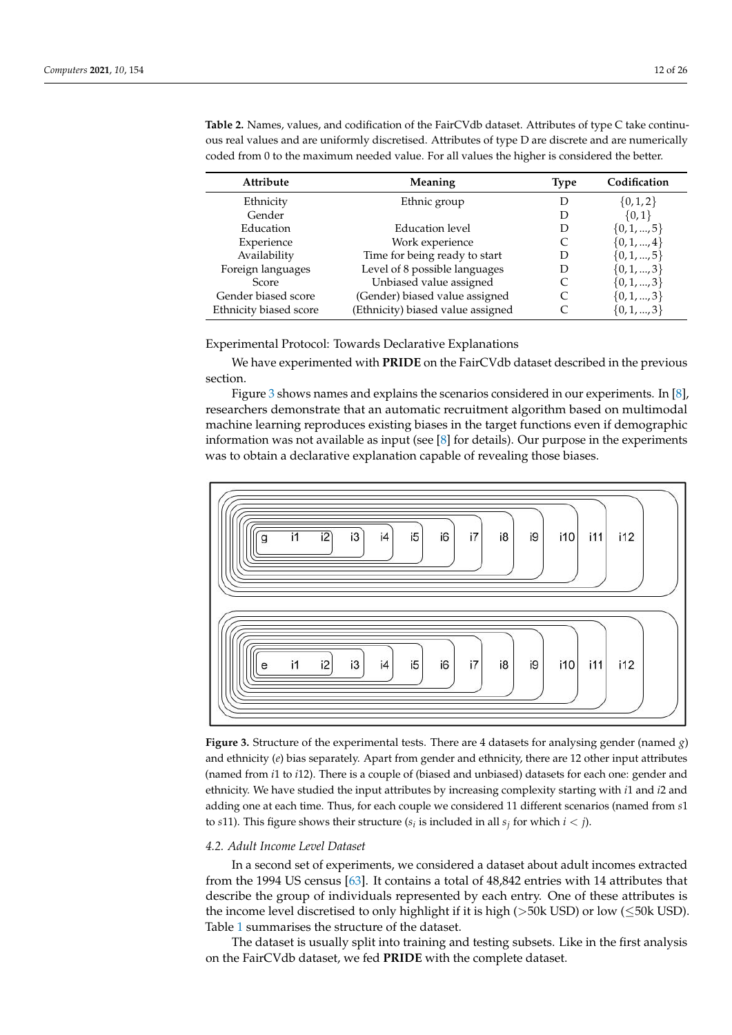**Table 2.** Names, values, and codification of the FairCVdb dataset. Attributes of type C take continuous real values and are uniformly discretised. Attributes of type D are discrete and are numerically coded from 0 to the maximum needed value. For all values the higher is considered the better.

| Attribute | Meaning | Type | Codification |
|---|---|---|---|
| Ethnicity | Ethnic group | D | $\{0, 1, 2\}$ |
| Gender | | D | $\{0, 1\}$ |
| Education | Education level | D | $\{0, 1, ..., 5\}$ |
| Experience | Work experience | C | $\{0, 1, ..., 4\}$ |
| Availability | Time for being ready to start | D | $\{0, 1, ..., 5\}$ |
| Foreign languages | Level of 8 possible languages | D | $\{0, 1, ..., 3\}$ |
| Score | Unbiased value assigned | C | $\{0, 1, ..., 3\}$ |
| Gender biased score | (Gender) biased value assigned | C | $\{0, 1, ..., 3\}$ |
| Ethnicity biased score | (Ethnicity) biased value assigned | C | $\{0, 1, ..., 3\}$ |

Experimental Protocol: Towards Declarative Explanations

We have experimented with **PRIDE** on the FairCVdb dataset described in the previous section.

Figure 3 shows names and explains the scenarios considered in our experiments. In [8], researchers demonstrate that an automatic recruitment algorithm based on multimodal machine learning reproduces existing biases in the target functions even if demographic information was not available as input (see [8] for details). Our purpose in the experiments was to obtain a declarative explanation capable of revealing those biases.

**Figure 3.** Structure of the experimental tests. There are 4 datasets for analysing gender (named $g$) and ethnicity ($e$) bias separately. Apart from gender and ethnicity, there are 12 other input attributes (named from $i1$ to $i12$). There is a couple of (biased and unbiased) datasets for each one: gender and ethnicity. We have studied the input attributes by increasing complexity starting with $i1$ and $i2$ and adding one at each time. Thus, for each couple we considered 11 different scenarios (named from $s1$ to $s11$). This figure shows their structure ($s_i$ is included in all $s_j$ for which $i < j$).

### 4.2. Adult Income Level Dataset

In a second set of experiments, we considered a dataset about adult incomes extracted from the 1994 US census [63]. It contains a total of 48,842 entries with 14 attributes that describe the group of individuals represented by each entry. One of these attributes is the income level discretised to only highlight if it is high (>50k USD) or low (≤50k USD). Table 1 summarises the structure of the dataset.

The dataset is usually split into training and testing subsets. Like in the first analysis on the FairCVdb dataset, we fed **PRIDE** with the complete dataset.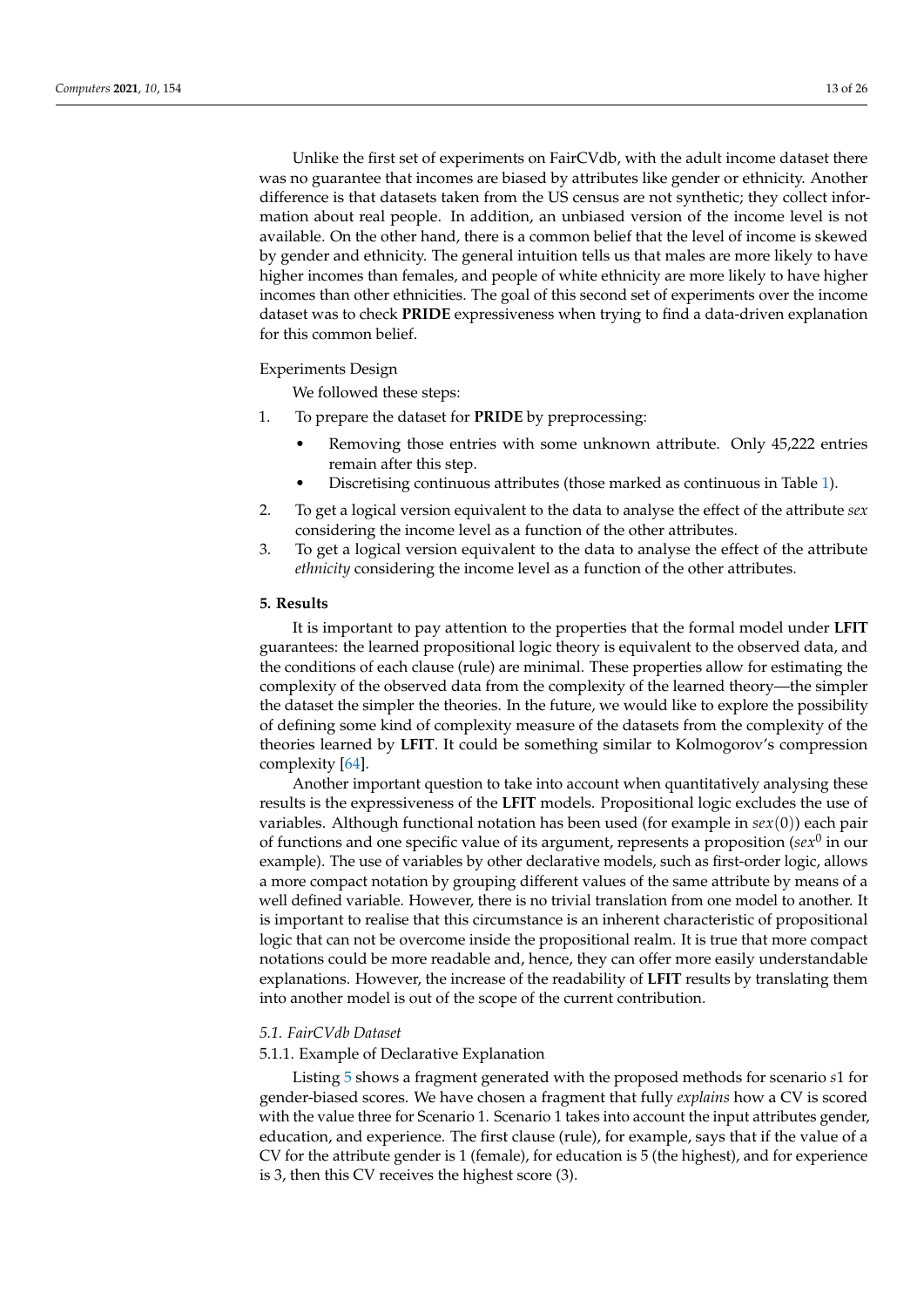Unlike the first set of experiments on FairCVdb, with the adult income dataset there was no guarantee that incomes are biased by attributes like gender or ethnicity. Another difference is that datasets taken from the US census are not synthetic; they collect information about real people. In addition, an unbiased version of the income level is not available. On the other hand, there is a common belief that the level of income is skewed by gender and ethnicity. The general intuition tells us that males are more likely to have higher incomes than females, and people of white ethnicity are more likely to have higher incomes than other ethnicities. The goal of this second set of experiments over the income dataset was to check **PRIDE** expressiveness when trying to find a data-driven explanation for this common belief.

Experiments Design

We followed these steps:

1. To prepare the dataset for **PRIDE** by preprocessing:
   - Removing those entries with some unknown attribute. Only 45,222 entries remain after this step.
   - Discretising continuous attributes (those marked as continuous in Table 1).
2. To get a logical version equivalent to the data to analyse the effect of the attribute *sex* considering the income level as a function of the other attributes.
3. To get a logical version equivalent to the data to analyse the effect of the attribute *ethnicity* considering the income level as a function of the other attributes.

## 5. Results

It is important to pay attention to the properties that the formal model under **LFIT** guarantees: the learned propositional logic theory is equivalent to the observed data, and the conditions of each clause (rule) are minimal. These properties allow for estimating the complexity of the observed data from the complexity of the learned theory—the simpler the dataset the simpler the theories. In the future, we would like to explore the possibility of defining some kind of complexity measure of the datasets from the complexity of the theories learned by **LFIT**. It could be something similar to Kolmogorov's compression complexity [64].

Another important question to take into account when quantitatively analysing these results is the expressiveness of the **LFIT** models. Propositional logic excludes the use of variables. Although functional notation has been used (for example in $sex(0)$) each pair of functions and one specific value of its argument, represents a proposition ($sex^0$ in our example). The use of variables by other declarative models, such as first-order logic, allows a more compact notation by grouping different values of the same attribute by means of a well defined variable. However, there is no trivial translation from one model to another. It is important to realise that this circumstance is an inherent characteristic of propositional logic that can not be overcome inside the propositional realm. It is true that more compact notations could be more readable and, hence, they can offer more easily understandable explanations. However, the increase of the readability of **LFIT** results by translating them into another model is out of the scope of the current contribution.

### 5.1. FairCVdb Dataset

#### 5.1.1. Example of Declarative Explanation

Listing 5 shows a fragment generated with the proposed methods for scenario $s1$ for gender-biased scores. We have chosen a fragment that fully *explains* how a CV is scored with the value three for Scenario 1. Scenario 1 takes into account the input attributes gender, education, and experience. The first clause (rule), for example, says that if the value of a CV for the attribute gender is 1 (female), for education is 5 (the highest), and for experience is 3, then this CV receives the highest score (3).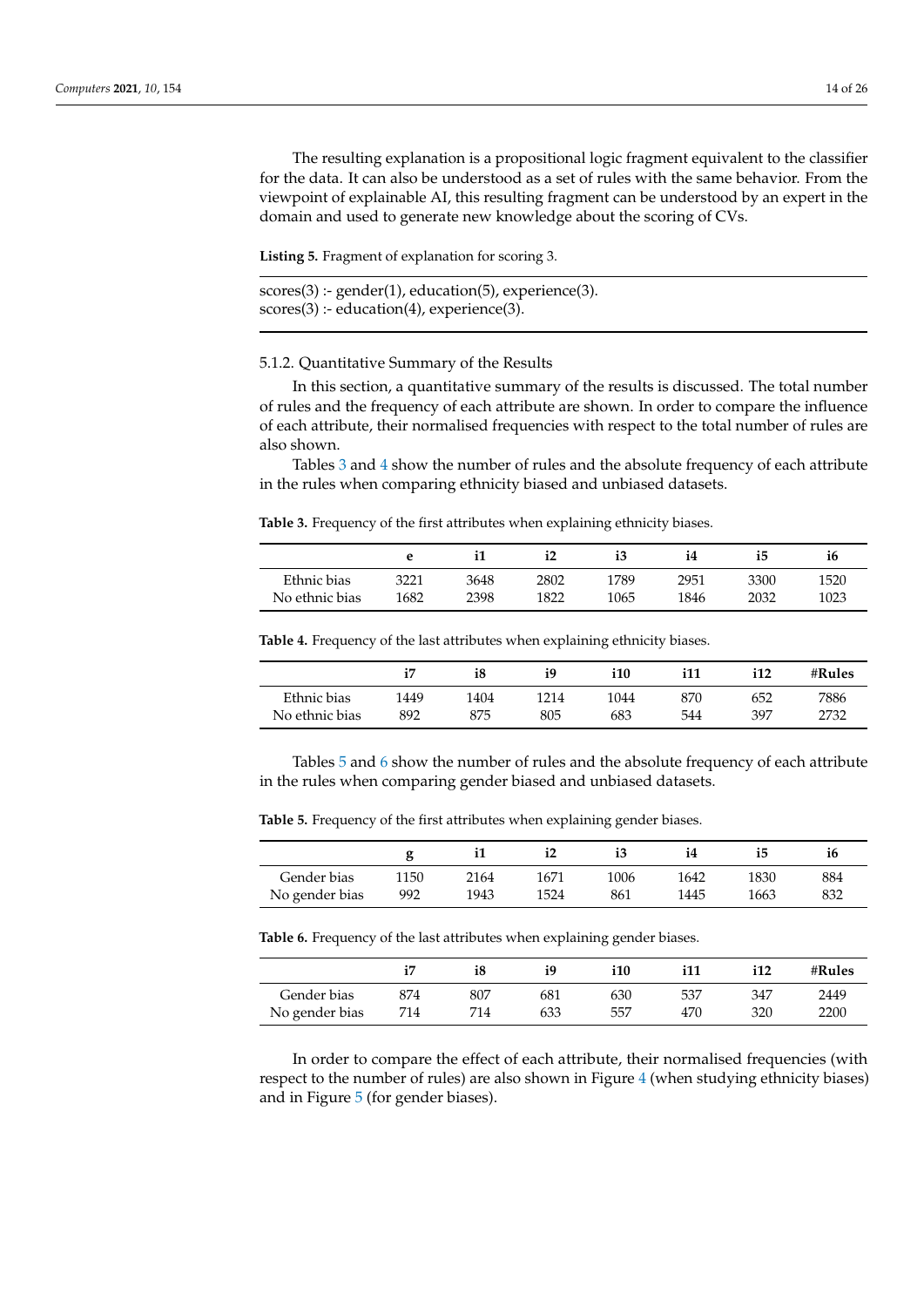The resulting explanation is a propositional logic fragment equivalent to the classifier for the data. It can also be understood as a set of rules with the same behavior. From the viewpoint of explainable AI, this resulting fragment can be understood by an expert in the domain and used to generate new knowledge about the scoring of CVs.

**Listing 5.** Fragment of explanation for scoring 3.

```
scores(3) :- gender(1), education(5), experience(3).
scores(3) :- education(4), experience(3).
```

#### 5.1.2. Quantitative Summary of the Results

In this section, a quantitative summary of the results is discussed. The total number of rules and the frequency of each attribute are shown. In order to compare the influence of each attribute, their normalised frequencies with respect to the total number of rules are also shown.

Tables 3 and 4 show the number of rules and the absolute frequency of each attribute in the rules when comparing ethnicity biased and unbiased datasets.

**Table 3.** Frequency of the first attributes when explaining ethnicity biases.

| | **e** | **i1** | **i2** | **i3** | **i4** | **i5** | **i6** |
|---|---|---|---|---|---|---|---|
| Ethnic bias | 3221 | 3648 | 2802 | 1789 | 2951 | 3300 | 1520 |
| No ethnic bias | 1682 | 2398 | 1822 | 1065 | 1846 | 2032 | 1023 |

**Table 4.** Frequency of the last attributes when explaining ethnicity biases.

| | **i7** | **i8** | **i9** | **i10** | **i11** | **i12** | **#Rules** |
|---|---|---|---|---|---|---|---|
| Ethnic bias | 1449 | 1404 | 1214 | 1044 | 870 | 652 | 7886 |
| No ethnic bias | 892 | 875 | 805 | 683 | 544 | 397 | 2732 |

Tables 5 and 6 show the number of rules and the absolute frequency of each attribute in the rules when comparing gender biased and unbiased datasets.

**Table 5.** Frequency of the first attributes when explaining gender biases.

| | **g** | **i1** | **i2** | **i3** | **i4** | **i5** | **i6** |
|---|---|---|---|---|---|---|---|
| Gender bias | 1150 | 2164 | 1671 | 1006 | 1642 | 1830 | 884 |
| No gender bias | 992 | 1943 | 1524 | 861 | 1445 | 1663 | 832 |

**Table 6.** Frequency of the last attributes when explaining gender biases.

| | **i7** | **i8** | **i9** | **i10** | **i11** | **i12** | **#Rules** |
|---|---|---|---|---|---|---|---|
| Gender bias | 874 | 807 | 681 | 630 | 537 | 347 | 2449 |
| No gender bias | 714 | 714 | 633 | 557 | 470 | 320 | 2200 |

In order to compare the effect of each attribute, their normalised frequencies (with respect to the number of rules) are also shown in Figure 4 (when studying ethnicity biases) and in Figure 5 (for gender biases).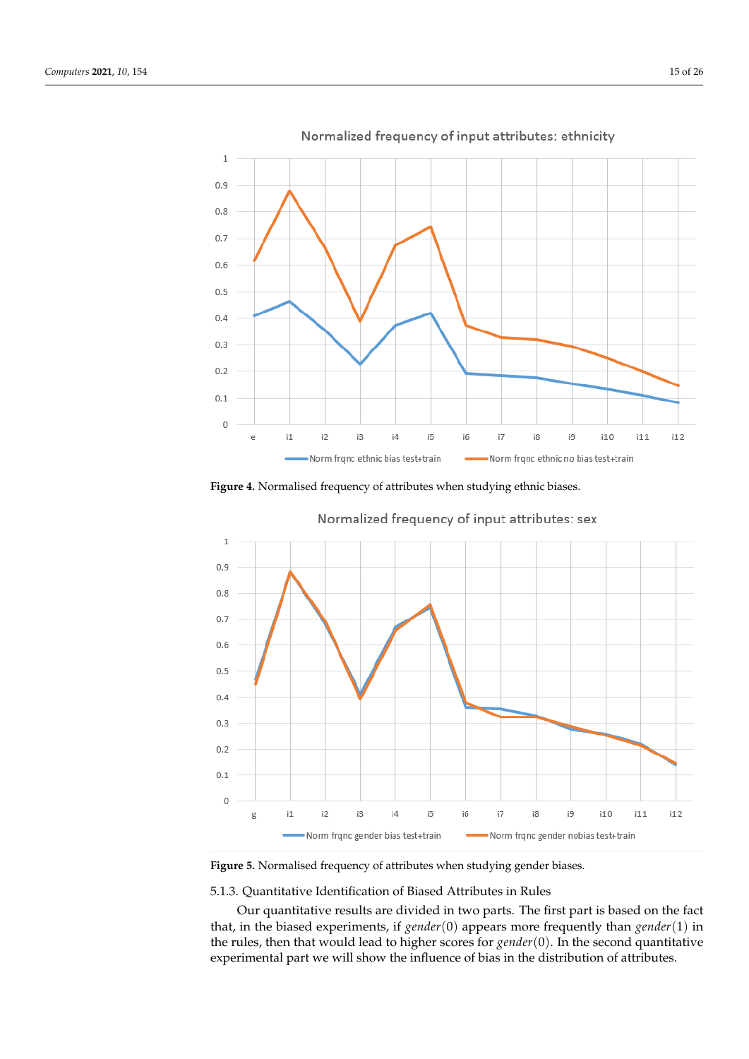Figure 4. Normalised frequency of attributes when studying ethnic biases.

Figure 5. Normalised frequency of attributes when studying gender biases.

#### 5.1.3. Quantitative Identification of Biased Attributes in Rules

Our quantitative results are divided in two parts. The first part is based on the fact that, in the biased experiments, if $gender(0)$ appears more frequently than $gender(1)$ in the rules, then that would lead to higher scores for $gender(0)$. In the second quantitative experimental part we will show the influence of bias in the distribution of attributes.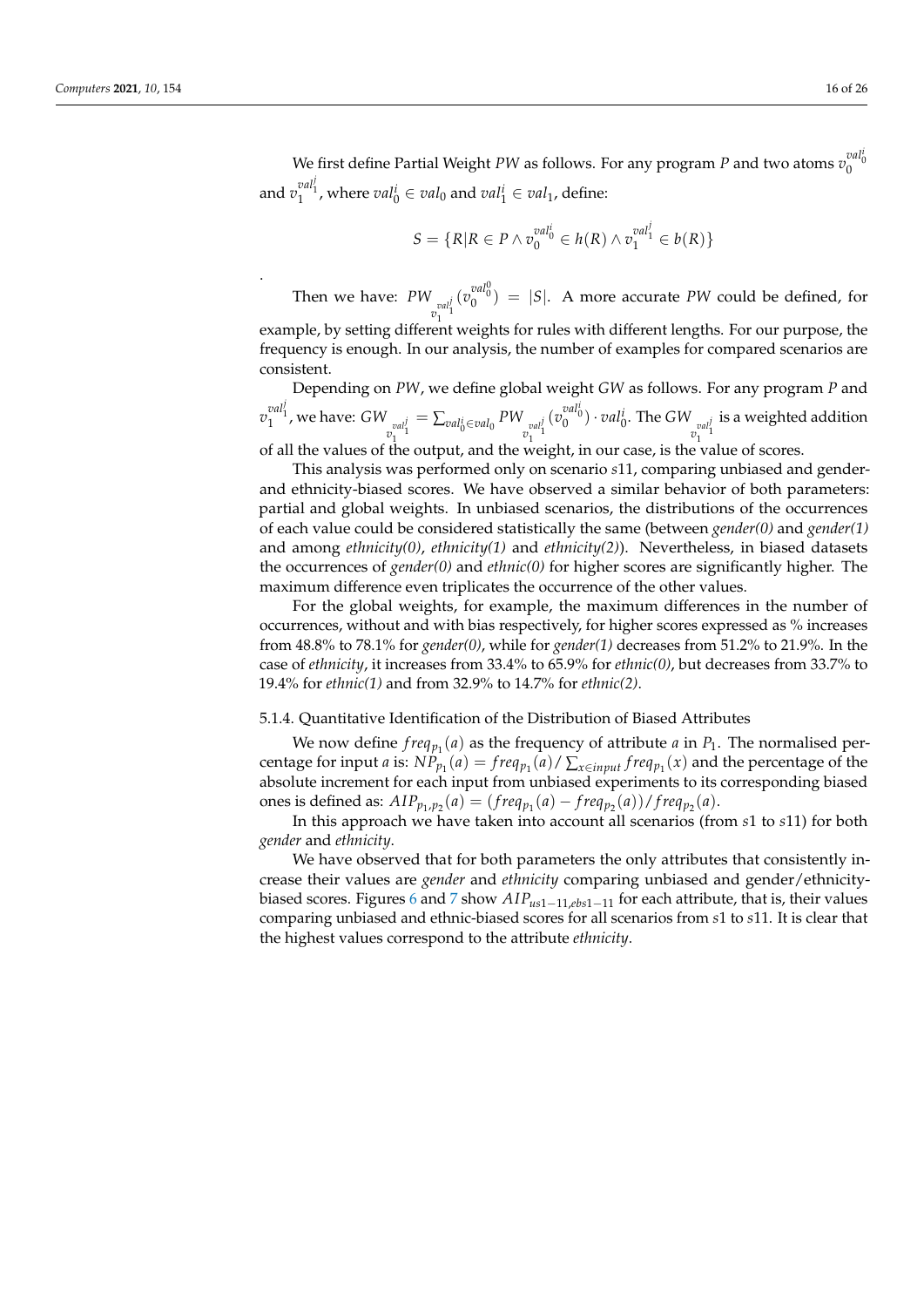We first define Partial Weight $PW$ as follows. For any program $P$ and two atoms $v_0^{val_0^i}$ and $v_1^{val_1^j}$, where $val_0^i \in val_0$ and $val_1^i \in val_1$, define:

$$S = \{R | R \in P \wedge v_0^{val_0^i} \in h(R) \wedge v_1^{val_1^j} \in b(R)\}$$

.

Then we have: $PW_{v_1^{val_1^j}}(v_0^{val_0^0}) = |S|$. A more accurate $PW$ could be defined, for example, by setting different weights for rules with different lengths. For our purpose, the frequency is enough. In our analysis, the number of examples for compared scenarios are consistent.

Depending on $PW$, we define global weight $GW$ as follows. For any program $P$ and $v_1^{val_1^j}$, we have: $GW_{v_1^{val_1^j}} = \sum_{val_0^i \in val_0} PW_{v_1^{val_1^j}}(v_0^{val_0^i}) \cdot val_0^i$. The $GW_{v_1^{val_1^j}}$ is a weighted addition of all the values of the output, and the weight, in our case, is the value of scores.

This analysis was performed only on scenario $s11$, comparing unbiased and gender- and ethnicity-biased scores. We have observed a similar behavior of both parameters: partial and global weights. In unbiased scenarios, the distributions of the occurrences of each value could be considered statistically the same (between *gender(0)* and *gender(1)* and among *ethnicity(0)*, *ethnicity(1)* and *ethnicity(2)*). Nevertheless, in biased datasets the occurrences of *gender(0)* and *ethnic(0)* for higher scores are significantly higher. The maximum difference even triplicates the occurrence of the other values.

For the global weights, for example, the maximum differences in the number of occurrences, without and with bias respectively, for higher scores expressed as % increases from 48.8% to 78.1% for *gender(0)*, while for *gender(1)* decreases from 51.2% to 21.9%. In the case of *ethnicity*, it increases from 33.4% to 65.9% for *ethnic(0)*, but decreases from 33.7% to 19.4% for *ethnic(1)* and from 32.9% to 14.7% for *ethnic(2)*.

#### 5.1.4. Quantitative Identification of the Distribution of Biased Attributes

We now define $freq_{p_1}(a)$ as the frequency of attribute $a$ in $P_1$. The normalised percentage for input $a$ is: $NP_{p_1}(a) = freq_{p_1}(a) / \sum_{x \in input} freq_{p_1}(x)$ and the percentage of the absolute increment for each input from unbiased experiments to its corresponding biased ones is defined as: $AIP_{p_1,p_2}(a) = (freq_{p_1}(a) - freq_{p_2}(a)) / freq_{p_2}(a)$.

In this approach we have taken into account all scenarios (from $s1$ to $s11$) for both *gender* and *ethnicity*.

We have observed that for both parameters the only attributes that consistently increase their values are *gender* and *ethnicity* comparing unbiased and gender/ethnicity-biased scores. Figures 6 and 7 show $AIP_{us1-11,ebs1-11}$ for each attribute, that is, their values comparing unbiased and ethnic-biased scores for all scenarios from $s1$ to $s11$. It is clear that the highest values correspond to the attribute *ethnicity*.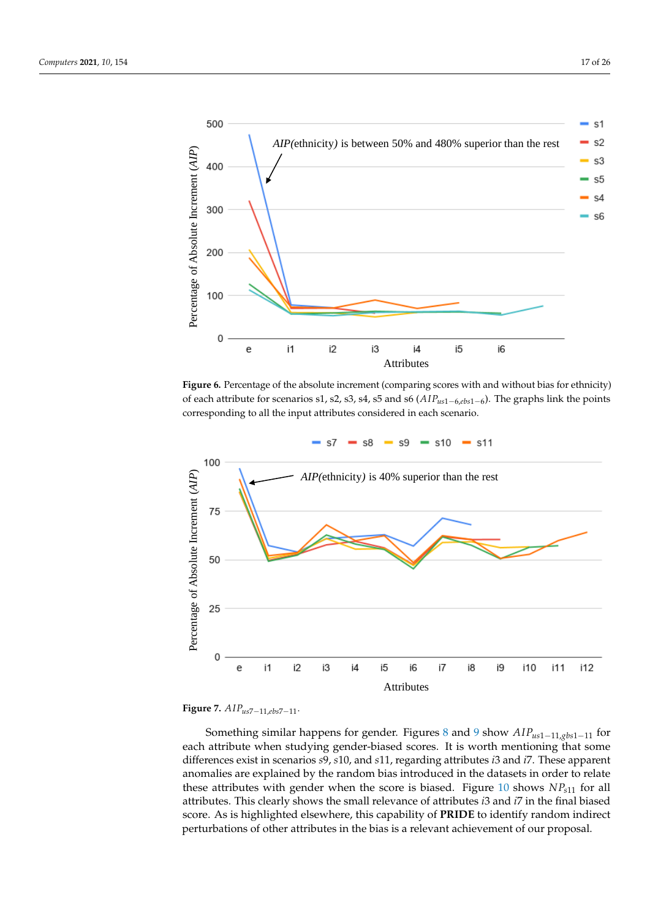**Figure 6.** Percentage of the absolute increment (comparing scores with and without bias for ethnicity) of each attribute for scenarios s1, s2, s3, s4, s5 and s6 ($AIP_{us1-6,ebs1-6}$). The graphs link the points corresponding to all the input attributes considered in each scenario.

**Figure 7.** $AIP_{us7-11,ebs7-11}$.

Something similar happens for gender. Figures 8 and 9 show $AIP_{us1-11,gbs1-11}$ for each attribute when studying gender-biased scores. It is worth mentioning that some differences exist in scenarios $s9$, $s10$, and $s11$, regarding attributes $i3$ and $i7$. These apparent anomalies are explained by the random bias introduced in the datasets in order to relate these attributes with gender when the score is biased. Figure 10 shows $NP_{s11}$ for all attributes. This clearly shows the small relevance of attributes $i3$ and $i7$ in the final biased score. As is highlighted elsewhere, this capability of **PRIDE** to identify random indirect perturbations of other attributes in the bias is a relevant achievement of our proposal.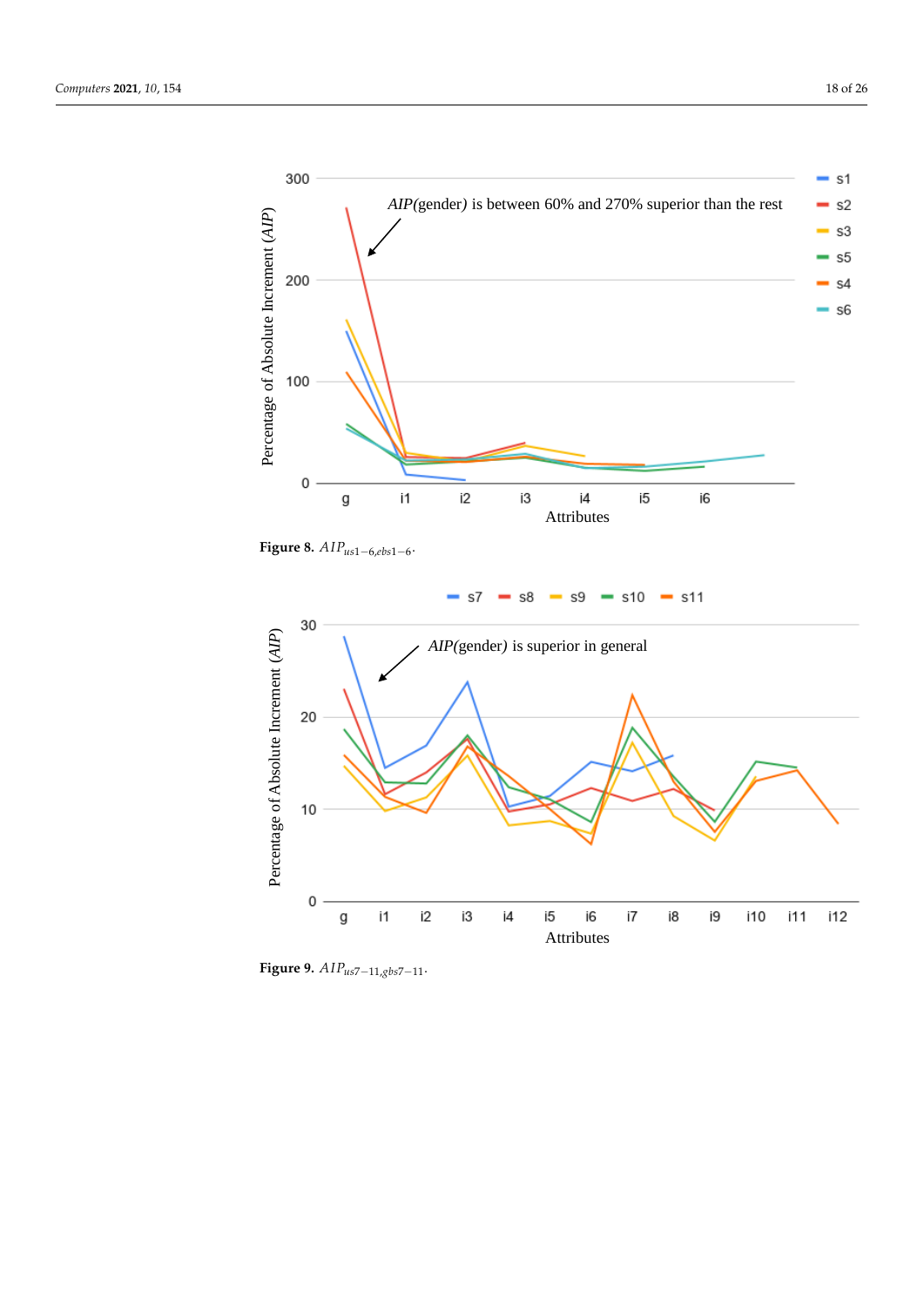**Figure 8.** $AIP_{us1-6,ebs1-6}$.

**Figure 9.** $AIP_{us7-11,gbs7-11}$.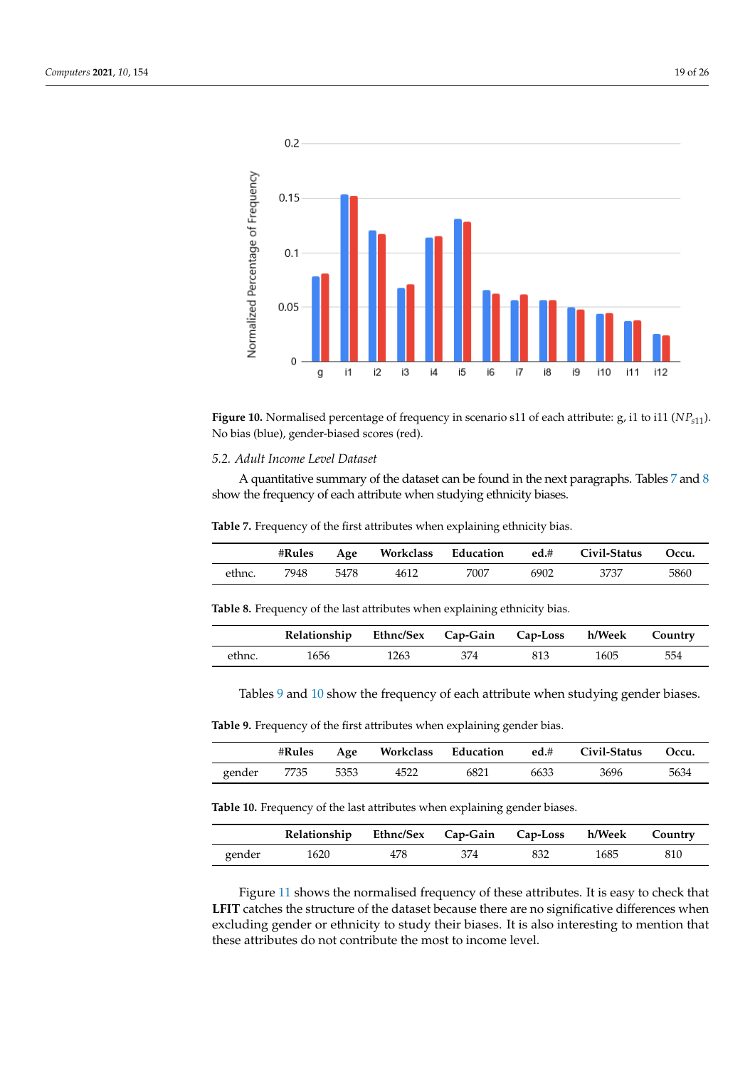Figure 10. Normalised percentage of frequency in scenario s11 of each attribute: g, i1 to i11 ($NP_{s11}$). No bias (blue), gender-biased scores (red).

### 5.2. Adult Income Level Dataset

A quantitative summary of the dataset can be found in the next paragraphs. Tables 7 and 8 show the frequency of each attribute when studying ethnicity biases.

**Table 7.** Frequency of the first attributes when explaining ethnicity bias.

| | #Rules | Age | Workclass | Education | ed.# | Civil-Status | Occu. |
|---|---|---|---|---|---|---|---|
| ethnc. | 7948 | 5478 | 4612 | 7007 | 6902 | 3737 | 5860 |

**Table 8.** Frequency of the last attributes when explaining ethnicity bias.

| | Relationship | Ethnc/Sex | Cap-Gain | Cap-Loss | h/Week | Country |
|---|---|---|---|---|---|---|
| ethnc. | 1656 | 1263 | 374 | 813 | 1605 | 554 |

Tables 9 and 10 show the frequency of each attribute when studying gender biases.

**Table 9.** Frequency of the first attributes when explaining gender bias.

| | #Rules | Age | Workclass | Education | ed.# | Civil-Status | Occu. |
|---|---|---|---|---|---|---|---|
| gender | 7735 | 5353 | 4522 | 6821 | 6633 | 3696 | 5634 |

**Table 10.** Frequency of the last attributes when explaining gender biases.

| | Relationship | Ethnc/Sex | Cap-Gain | Cap-Loss | h/Week | Country |
|---|---|---|---|---|---|---|
| gender | 1620 | 478 | 374 | 832 | 1685 | 810 |

Figure 11 shows the normalised frequency of these attributes. It is easy to check that **LFIT** catches the structure of the dataset because there are no significative differences when excluding gender or ethnicity to study their biases. It is also interesting to mention that these attributes do not contribute the most to income level.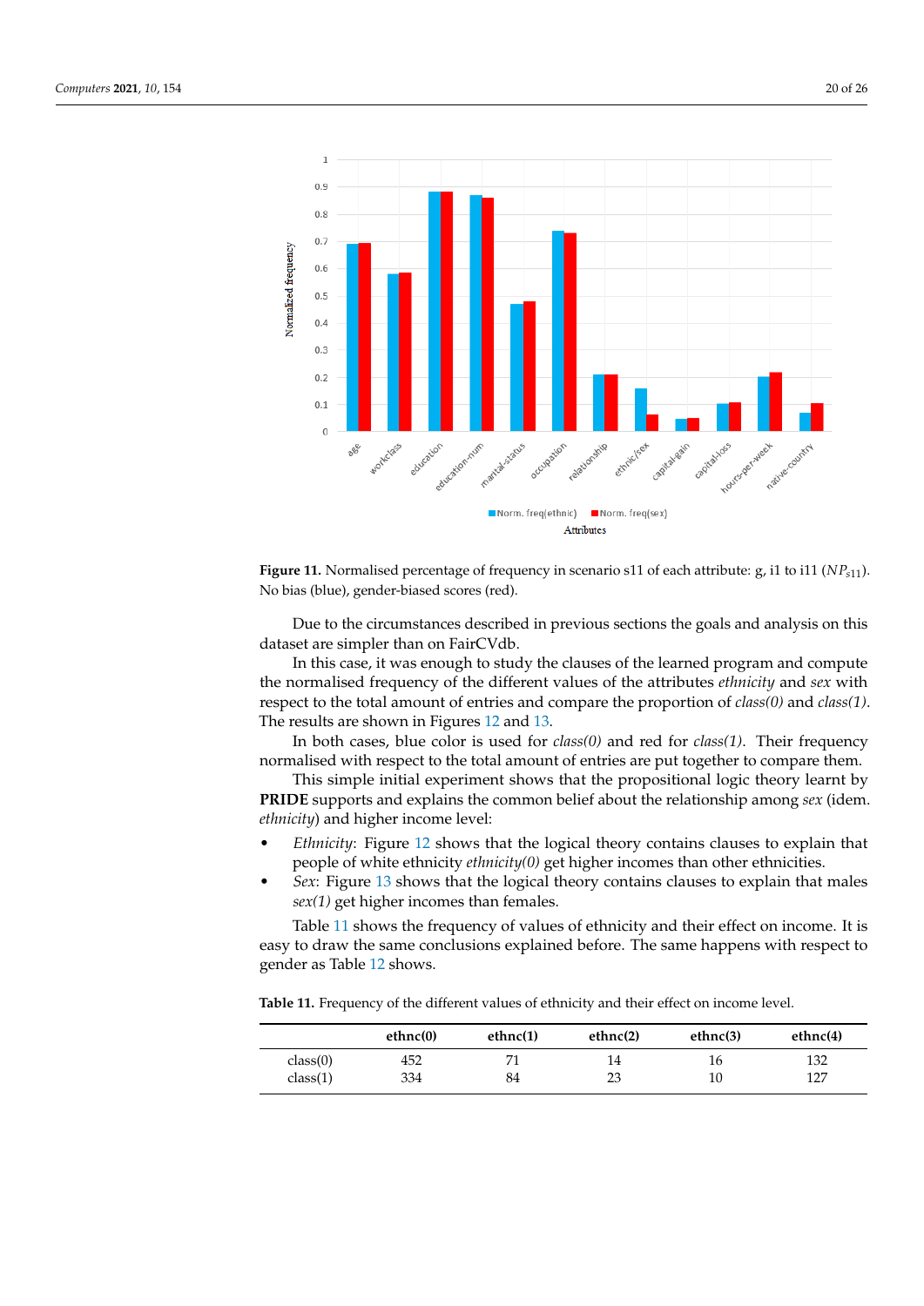**Figure 11.** Normalised percentage of frequency in scenario s11 of each attribute: g, i1 to i11 ($NP_{s11}$). No bias (blue), gender-biased scores (red).

Due to the circumstances described in previous sections the goals and analysis on this dataset are simpler than on FairCVdb.

In this case, it was enough to study the clauses of the learned program and compute the normalised frequency of the different values of the attributes *ethnicity* and *sex* with respect to the total amount of entries and compare the proportion of *class(0)* and *class(1)*. The results are shown in Figures 12 and 13.

In both cases, blue color is used for *class(0)* and red for *class(1)*. Their frequency normalised with respect to the total amount of entries are put together to compare them.

This simple initial experiment shows that the propositional logic theory learnt by **PRIDE** supports and explains the common belief about the relationship among *sex* (idem. *ethnicity*) and higher income level:

- *Ethnicity*: Figure 12 shows that the logical theory contains clauses to explain that people of white ethnicity *ethnicity(0)* get higher incomes than other ethnicities.
- *Sex*: Figure 13 shows that the logical theory contains clauses to explain that males *sex(1)* get higher incomes than females.

Table 11 shows the frequency of values of ethnicity and their effect on income. It is easy to draw the same conclusions explained before. The same happens with respect to gender as Table 12 shows.

**Table 11.** Frequency of the different values of ethnicity and their effect on income level.

| | ethnc(0) | ethnc(1) | ethnc(2) | ethnc(3) | ethnc(4) |
|---|---|---|---|---|---|
| class(0) | 452 | 71 | 14 | 16 | 132 |
| class(1) | 334 | 84 | 23 | 10 | 127 |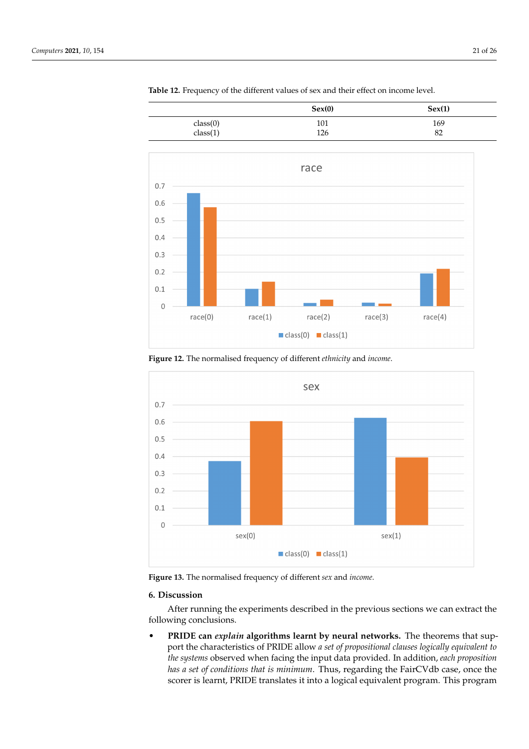**Table 12.** Frequency of the different values of sex and their effect on income level.

| | Sex(0) | Sex(1) |
|---|---|---|
| class(0) | 101 | 169 |
| class(1) | 126 | 82 |

**Figure 12.** The normalised frequency of different *ethnicity* and *income*.

**Figure 13.** The normalised frequency of different *sex* and *income*.

## 6. Discussion

After running the experiments described in the previous sections we can extract the following conclusions.

- **PRIDE can *explain* algorithms learnt by neural networks.** The theorems that support the characteristics of PRIDE allow *a set of propositional clauses logically equivalent to the systems* observed when facing the input data provided. In addition, *each proposition has a set of conditions that is minimum*. Thus, regarding the FairCVdb case, once the scorer is learnt, PRIDE translates it into a logical equivalent program. This program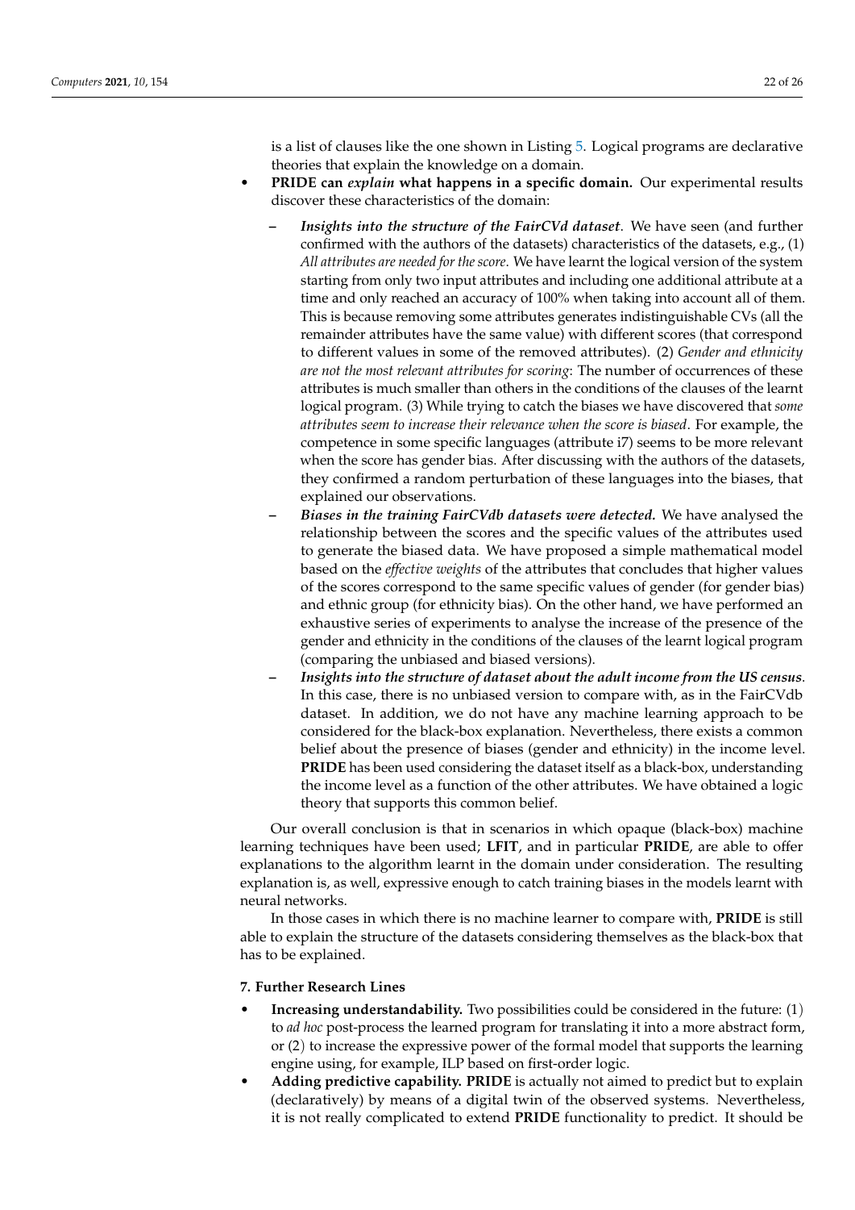is a list of clauses like the one shown in Listing 5. Logical programs are declarative theories that explain the knowledge on a domain.

- **PRIDE can *explain* what happens in a specific domain.** Our experimental results discover these characteristics of the domain:
  - ***Insights into the structure of the FairCVd dataset***. We have seen (and further confirmed with the authors of the datasets) characteristics of the datasets, e.g., (1) *All attributes are needed for the score.* We have learnt the logical version of the system starting from only two input attributes and including one additional attribute at a time and only reached an accuracy of 100% when taking into account all of them. This is because removing some attributes generates indistinguishable CVs (all the remainder attributes have the same value) with different scores (that correspond to different values in some of the removed attributes). (2) *Gender and ethnicity are not the most relevant attributes for scoring*: The number of occurrences of these attributes is much smaller than others in the conditions of the clauses of the learnt logical program. (3) While trying to catch the biases we have discovered that *some attributes seem to increase their relevance when the score is biased*. For example, the competence in some specific languages (attribute i7) seems to be more relevant when the score has gender bias. After discussing with the authors of the datasets, they confirmed a random perturbation of these languages into the biases, that explained our observations.
  - ***Biases in the training FairCVdb datasets were detected.*** We have analysed the relationship between the scores and the specific values of the attributes used to generate the biased data. We have proposed a simple mathematical model based on the *effective weights* of the attributes that concludes that higher values of the scores correspond to the same specific values of gender (for gender bias) and ethnic group (for ethnicity bias). On the other hand, we have performed an exhaustive series of experiments to analyse the increase of the presence of the gender and ethnicity in the conditions of the clauses of the learnt logical program (comparing the unbiased and biased versions).
  - ***Insights into the structure of dataset about the adult income from the US census***. In this case, there is no unbiased version to compare with, as in the FairCVdb dataset. In addition, we do not have any machine learning approach to be considered for the black-box explanation. Nevertheless, there exists a common belief about the presence of biases (gender and ethnicity) in the income level. **PRIDE** has been used considering the dataset itself as a black-box, understanding the income level as a function of the other attributes. We have obtained a logic theory that supports this common belief.

Our overall conclusion is that in scenarios in which opaque (black-box) machine learning techniques have been used; **LFIT**, and in particular **PRIDE**, are able to offer explanations to the algorithm learnt in the domain under consideration. The resulting explanation is, as well, expressive enough to catch training biases in the models learnt with neural networks.

In those cases in which there is no machine learner to compare with, **PRIDE** is still able to explain the structure of the datasets considering themselves as the black-box that has to be explained.

## 7. Further Research Lines

- **Increasing understandability.** Two possibilities could be considered in the future: (1) to *ad hoc* post-process the learned program for translating it into a more abstract form, or (2) to increase the expressive power of the formal model that supports the learning engine using, for example, ILP based on first-order logic.
- **Adding predictive capability. PRIDE** is actually not aimed to predict but to explain (declaratively) by means of a digital twin of the observed systems. Nevertheless, it is not really complicated to extend **PRIDE** functionality to predict. It should be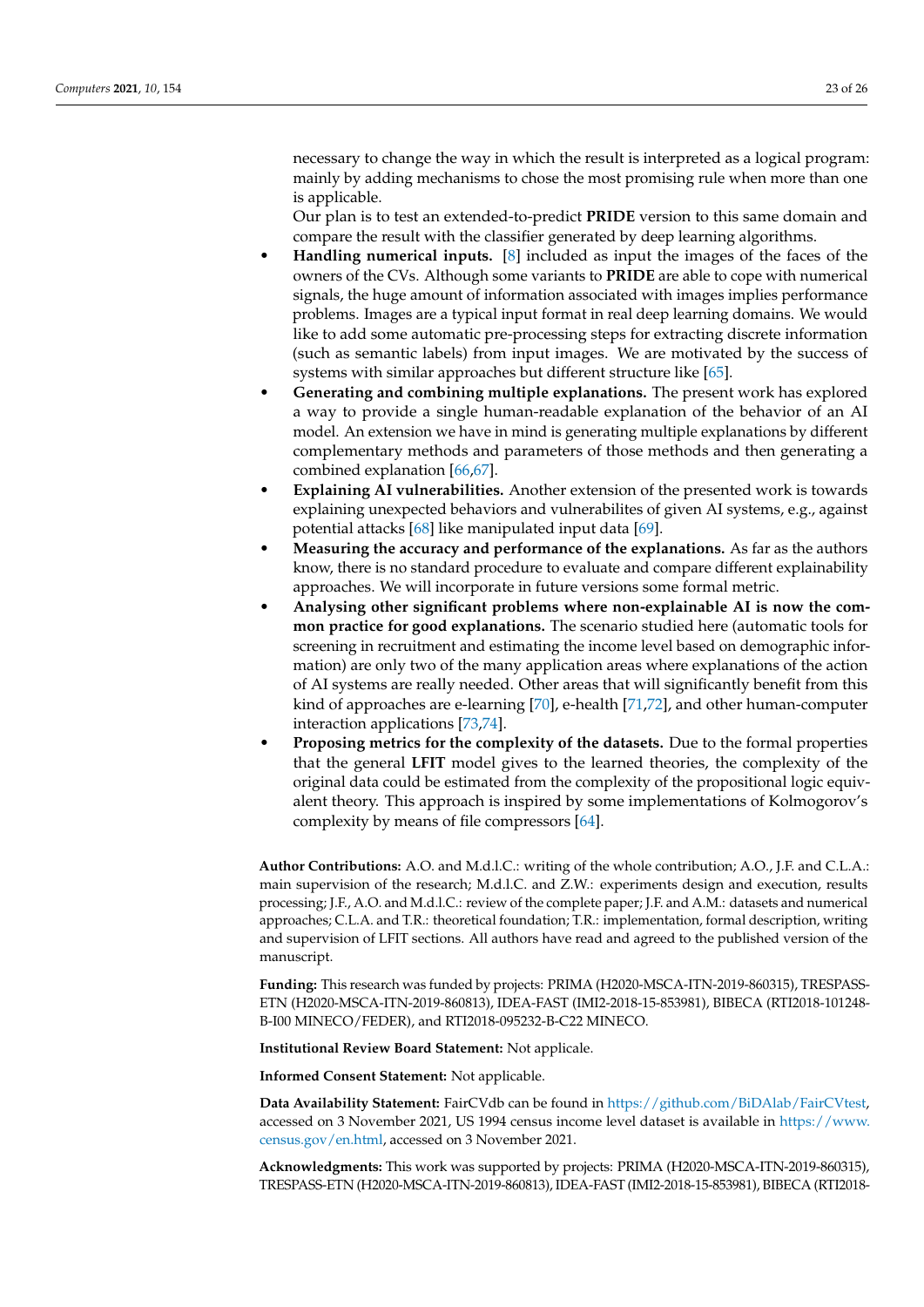necessary to change the way in which the result is interpreted as a logical program: mainly by adding mechanisms to chose the most promising rule when more than one is applicable.

Our plan is to test an extended-to-predict **PRIDE** version to this same domain and compare the result with the classifier generated by deep learning algorithms.

- **Handling numerical inputs.** [8] included as input the images of the faces of the owners of the CVs. Although some variants to **PRIDE** are able to cope with numerical signals, the huge amount of information associated with images implies performance problems. Images are a typical input format in real deep learning domains. We would like to add some automatic pre-processing steps for extracting discrete information (such as semantic labels) from input images. We are motivated by the success of systems with similar approaches but different structure like [65].
- **Generating and combining multiple explanations.** The present work has explored a way to provide a single human-readable explanation of the behavior of an AI model. An extension we have in mind is generating multiple explanations by different complementary methods and parameters of those methods and then generating a combined explanation [66,67].
- **Explaining AI vulnerabilities.** Another extension of the presented work is towards explaining unexpected behaviors and vulnerabilites of given AI systems, e.g., against potential attacks [68] like manipulated input data [69].
- **Measuring the accuracy and performance of the explanations.** As far as the authors know, there is no standard procedure to evaluate and compare different explainability approaches. We will incorporate in future versions some formal metric.
- **Analysing other significant problems where non-explainable AI is now the common practice for good explanations.** The scenario studied here (automatic tools for screening in recruitment and estimating the income level based on demographic information) are only two of the many application areas where explanations of the action of AI systems are really needed. Other areas that will significantly benefit from this kind of approaches are e-learning [70], e-health [71,72], and other human-computer interaction applications [73,74].
- **Proposing metrics for the complexity of the datasets.** Due to the formal properties that the general **LFIT** model gives to the learned theories, the complexity of the original data could be estimated from the complexity of the propositional logic equivalent theory. This approach is inspired by some implementations of Kolmogorov's complexity by means of file compressors [64].

**Author Contributions:** A.O. and M.d.l.C.: writing of the whole contribution; A.O., J.F. and C.L.A.: main supervision of the research; M.d.l.C. and Z.W.: experiments design and execution, results processing; J.F., A.O. and M.d.l.C.: review of the complete paper; J.F. and A.M.: datasets and numerical approaches; C.L.A. and T.R.: theoretical foundation; T.R.: implementation, formal description, writing and supervision of LFIT sections. All authors have read and agreed to the published version of the manuscript.

**Funding:** This research was funded by projects: PRIMA (H2020-MSCA-ITN-2019-860315), TRESPASS-ETN (H2020-MSCA-ITN-2019-860813), IDEA-FAST (IMI2-2018-15-853981), BIBECA (RTI2018-101248-B-I00 MINECO/FEDER), and RTI2018-095232-B-C22 MINECO.

**Institutional Review Board Statement:** Not applicale.

**Informed Consent Statement:** Not applicable.

**Data Availability Statement:** FairCVdb can be found in https://github.com/BiDAlab/FairCVtest, accessed on 3 November 2021, US 1994 census income level dataset is available in https://www.census.gov/en.html, accessed on 3 November 2021.

**Acknowledgments:** This work was supported by projects: PRIMA (H2020-MSCA-ITN-2019-860315), TRESPASS-ETN (H2020-MSCA-ITN-2019-860813), IDEA-FAST (IMI2-2018-15-853981), BIBECA (RTI2018-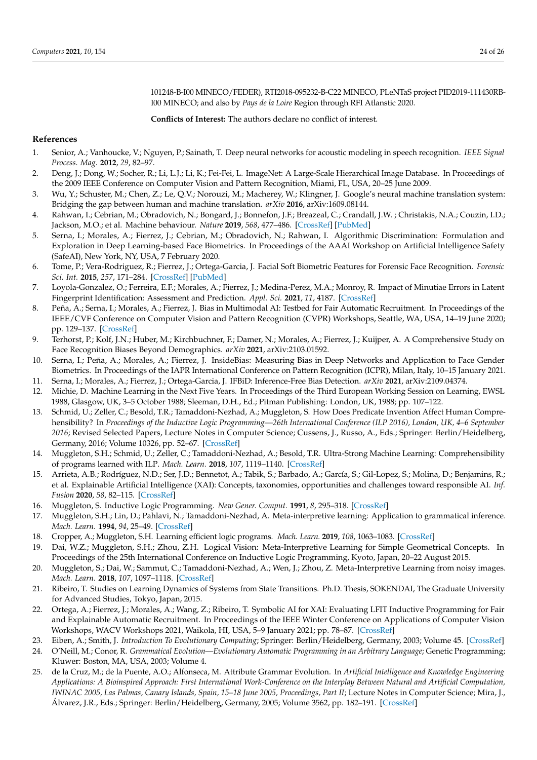101248-B-I00 MINECO/FEDER), RTI2018-095232-B-C22 MINECO, PLeNTaS project PID2019-111430RB-I00 MINECO; and also by *Pays de la Loire* Region through RFI Atlanstic 2020.

**Conflicts of Interest:** The authors declare no conflict of interest.

## References

1. Senior, A.; Vanhoucke, V.; Nguyen, P.; Sainath, T. Deep neural networks for acoustic modeling in speech recognition. *IEEE Signal Process. Mag.* **2012**, *29*, 82–97.
2. Deng, J.; Dong, W.; Socher, R.; Li, L.J.; Li, K.; Fei-Fei, L. ImageNet: A Large-Scale Hierarchical Image Database. In Proceedings of the 2009 IEEE Conference on Computer Vision and Pattern Recognition, Miami, FL, USA, 20–25 June 2009.
3. Wu, Y.; Schuster, M.; Chen, Z.; Le, Q.V.; Norouzi, M.; Macherey, W.; Klingner, J. Google's neural machine translation system: Bridging the gap between human and machine translation. *arXiv* **2016**, arXiv:1609.08144.
4. Rahwan, I.; Cebrian, M.; Obradovich, N.; Bongard, J.; Bonnefon, J.F.; Breazeal, C.; Crandall, J.W. ; Christakis, N.A.; Couzin, I.D.; Jackson, M.O.; et al. Machine behaviour. *Nature* **2019**, *568*, 477–486. [CrossRef] [PubMed]
5. Serna, I.; Morales, A.; Fierrez, J.; Cebrian, M.; Obradovich, N.; Rahwan, I. Algorithmic Discrimination: Formulation and Exploration in Deep Learning-based Face Biometrics. In Proceedings of the AAAI Workshop on Artificial Intelligence Safety (SafeAI), New York, NY, USA, 7 February 2020.
6. Tome, P.; Vera-Rodriguez, R.; Fierrez, J.; Ortega-Garcia, J. Facial Soft Biometric Features for Forensic Face Recognition. *Forensic Sci. Int.* **2015**, *257*, 171–284. [CrossRef] [PubMed]
7. Loyola-Gonzalez, O.; Ferreira, E.F.; Morales, A.; Fierrez, J.; Medina-Perez, M.A.; Monroy, R. Impact of Minutiae Errors in Latent Fingerprint Identification: Assessment and Prediction. *Appl. Sci.* **2021**, *11*, 4187. [CrossRef]
8. Peña, A.; Serna, I.; Morales, A.; Fierrez, J. Bias in Multimodal AI: Testbed for Fair Automatic Recruitment. In Proceedings of the IEEE/CVF Conference on Computer Vision and Pattern Recognition (CVPR) Workshops, Seattle, WA, USA, 14–19 June 2020; pp. 129–137. [CrossRef]
9. Terhorst, P.; Kolf, J.N.; Huber, M.; Kirchbuchner, F.; Damer, N.; Morales, A.; Fierrez, J.; Kuijper, A. A Comprehensive Study on Face Recognition Biases Beyond Demographics. *arXiv* **2021**, arXiv:2103.01592.
10. Serna, I.; Peña, A.; Morales, A.; Fierrez, J. InsideBias: Measuring Bias in Deep Networks and Application to Face Gender Biometrics. In Proceedings of the IAPR International Conference on Pattern Recognition (ICPR), Milan, Italy, 10–15 January 2021.
11. Serna, I.; Morales, A.; Fierrez, J.; Ortega-Garcia, J. IFBiD: Inference-Free Bias Detection. *arXiv* **2021**, arXiv:2109.04374.
12. Michie, D. Machine Learning in the Next Five Years. In Proceedings of the Third European Working Session on Learning, EWSL 1988, Glasgow, UK, 3–5 October 1988; Sleeman, D.H., Ed.; Pitman Publishing: London, UK, 1988; pp. 107–122.
13. Schmid, U.; Zeller, C.; Besold, T.R.; Tamaddoni-Nezhad, A.; Muggleton, S. How Does Predicate Invention Affect Human Comprehensibility? In *Proceedings of the Inductive Logic Programming—26th International Conference (ILP 2016), London, UK, 4–6 September 2016*; Revised Selected Papers, Lecture Notes in Computer Science; Cussens, J., Russo, A., Eds.; Springer: Berlin/Heidelberg, Germany, 2016; Volume 10326, pp. 52–67. [CrossRef]
14. Muggleton, S.H.; Schmid, U.; Zeller, C.; Tamaddoni-Nezhad, A.; Besold, T.R. Ultra-Strong Machine Learning: Comprehensibility of programs learned with ILP. *Mach. Learn.* **2018**, *107*, 1119–1140. [CrossRef]
15. Arrieta, A.B.; Rodríguez, N.D.; Ser, J.D.; Bennetot, A.; Tabik, S.; Barbado, A.; García, S.; Gil-Lopez, S.; Molina, D.; Benjamins, R.; et al. Explainable Artificial Intelligence (XAI): Concepts, taxonomies, opportunities and challenges toward responsible AI. *Inf. Fusion* **2020**, *58*, 82–115. [CrossRef]
16. Muggleton, S. Inductive Logic Programming. *New Gener. Comput.* **1991**, *8*, 295–318. [CrossRef]
17. Muggleton, S.H.; Lin, D.; Pahlavi, N.; Tamaddoni-Nezhad, A. Meta-interpretive learning: Application to grammatical inference. *Mach. Learn.* **1994**, *94*, 25–49. [CrossRef]
18. Cropper, A.; Muggleton, S.H. Learning efficient logic programs. *Mach. Learn.* **2019**, *108*, 1063–1083. [CrossRef]
19. Dai, W.Z.; Muggleton, S.H.; Zhou, Z.H. Logical Vision: Meta-Interpretive Learning for Simple Geometrical Concepts. In Proceedings of the 25th International Conference on Inductive Logic Programming, Kyoto, Japan, 20–22 August 2015.
20. Muggleton, S.; Dai, W.; Sammut, C.; Tamaddoni-Nezhad, A.; Wen, J.; Zhou, Z. Meta-Interpretive Learning from noisy images. *Mach. Learn.* **2018**, *107*, 1097–1118. [CrossRef]
21. Ribeiro, T. Studies on Learning Dynamics of Systems from State Transitions. Ph.D. Thesis, SOKENDAI, The Graduate University for Advanced Studies, Tokyo, Japan, 2015.
22. Ortega, A.; Fierrez, J.; Morales, A.; Wang, Z.; Ribeiro, T. Symbolic AI for XAI: Evaluating LFIT Inductive Programming for Fair and Explainable Automatic Recruitment. In Proceedings of the IEEE Winter Conference on Applications of Computer Vision Workshops, WACV Workshops 2021, Waikola, HI, USA, 5–9 January 2021; pp. 78–87. [CrossRef]
23. Eiben, A.; Smith, J. *Introduction To Evolutionary Computing*; Springer: Berlin/Heidelberg, Germany, 2003; Volume 45. [CrossRef]
24. O'Neill, M.; Conor, R. *Grammatical Evolution—Evolutionary Automatic Programming in an Arbitrary Language*; Genetic Programming; Kluwer: Boston, MA, USA, 2003; Volume 4.
25. de la Cruz, M.; de la Puente, A.O.; Alfonseca, M. Attribute Grammar Evolution. In *Artificial Intelligence and Knowledge Engineering Applications: A Bioinspired Approach: First International Work-Conference on the Interplay Between Natural and Artificial Computation, IWINAC 2005, Las Palmas, Canary Islands, Spain, 15–18 June 2005, Proceedings, Part II*; Lecture Notes in Computer Science; Mira, J., Álvarez, J.R., Eds.; Springer: Berlin/Heidelberg, Germany, 2005; Volume 3562, pp. 182–191. [CrossRef]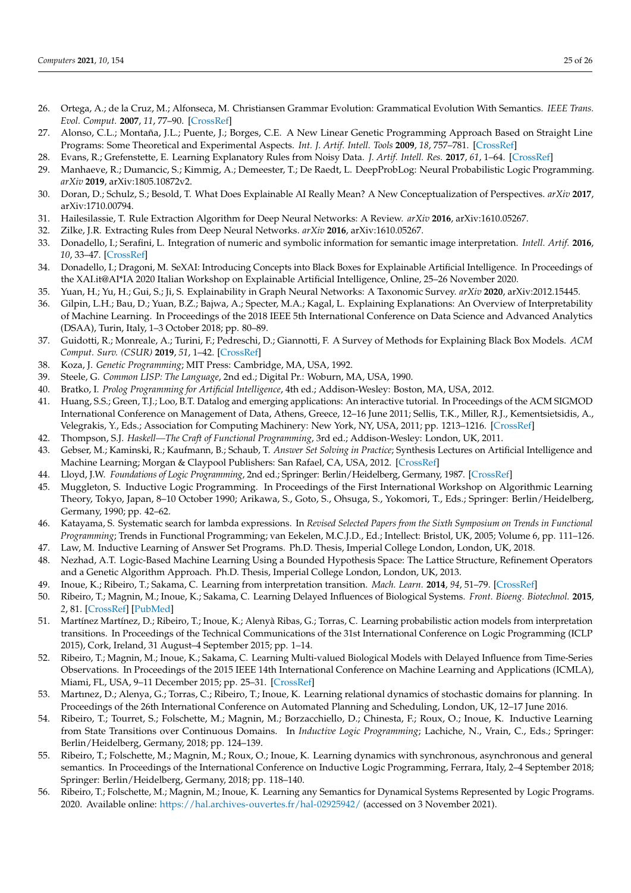26. Ortega, A.; de la Cruz, M.; Alfonseca, M. Christiansen Grammar Evolution: Grammatical Evolution With Semantics. *IEEE Trans. Evol. Comput.* **2007**, *11*, 77–90. [CrossRef]
27. Alonso, C.L.; Montaña, J.L.; Puente, J.; Borges, C.E. A New Linear Genetic Programming Approach Based on Straight Line Programs: Some Theoretical and Experimental Aspects. *Int. J. Artif. Intell. Tools* **2009**, *18*, 757–781. [CrossRef]
28. Evans, R.; Grefenstette, E. Learning Explanatory Rules from Noisy Data. *J. Artif. Intell. Res.* **2017**, *61*, 1–64. [CrossRef]
29. Manhaeve, R.; Dumancic, S.; Kimmig, A.; Demeester, T.; De Raedt, L. DeepProbLog: Neural Probabilistic Logic Programming. *arXiv* **2019**, arXiv:1805.10872v2.
30. Doran, D.; Schulz, S.; Besold, T. What Does Explainable AI Really Mean? A New Conceptualization of Perspectives. *arXiv* **2017**, arXiv:1710.00794.
31. Hailesilassie, T. Rule Extraction Algorithm for Deep Neural Networks: A Review. *arXiv* **2016**, arXiv:1610.05267.
32. Zilke, J.R. Extracting Rules from Deep Neural Networks. *arXiv* **2016**, arXiv:1610.05267.
33. Donadello, I.; Serafini, L. Integration of numeric and symbolic information for semantic image interpretation. *Intell. Artif.* **2016**, *10*, 33–47. [CrossRef]
34. Donadello, I.; Dragoni, M. SeXAI: Introducing Concepts into Black Boxes for Explainable Artificial Intelligence. In Proceedings of the XAI.it@AI*IA 2020 Italian Workshop on Explainable Artificial Intelligence, Online, 25–26 November 2020.
35. Yuan, H.; Yu, H.; Gui, S.; Ji, S. Explainability in Graph Neural Networks: A Taxonomic Survey. *arXiv* **2020**, arXiv:2012.15445.
36. Gilpin, L.H.; Bau, D.; Yuan, B.Z.; Bajwa, A.; Specter, M.A.; Kagal, L. Explaining Explanations: An Overview of Interpretability of Machine Learning. In Proceedings of the 2018 IEEE 5th International Conference on Data Science and Advanced Analytics (DSAA), Turin, Italy, 1–3 October 2018; pp. 80–89.
37. Guidotti, R.; Monreale, A.; Turini, F.; Pedreschi, D.; Giannotti, F. A Survey of Methods for Explaining Black Box Models. *ACM Comput. Surv. (CSUR)* **2019**, *51*, 1–42. [CrossRef]
38. Koza, J. *Genetic Programming*; MIT Press: Cambridge, MA, USA, 1992.
39. Steele, G. *Common LISP: The Language*, 2nd ed.; Digital Pr.: Woburn, MA, USA, 1990.
40. Bratko, I. *Prolog Programming for Artificial Intelligence*, 4th ed.; Addison-Wesley: Boston, MA, USA, 2012.
41. Huang, S.S.; Green, T.J.; Loo, B.T. Datalog and emerging applications: An interactive tutorial. In Proceedings of the ACM SIGMOD International Conference on Management of Data, Athens, Greece, 12–16 June 2011; Sellis, T.K., Miller, R.J., Kementsietsidis, A., Velegrakis, Y., Eds.; Association for Computing Machinery: New York, NY, USA, 2011; pp. 1213–1216. [CrossRef]
42. Thompson, S.J. *Haskell—The Craft of Functional Programming*, 3rd ed.; Addison-Wesley: London, UK, 2011.
43. Gebser, M.; Kaminski, R.; Kaufmann, B.; Schaub, T. *Answer Set Solving in Practice*; Synthesis Lectures on Artificial Intelligence and Machine Learning; Morgan & Claypool Publishers: San Rafael, CA, USA, 2012. [CrossRef]
44. Lloyd, J.W. *Foundations of Logic Programming*, 2nd ed.; Springer: Berlin/Heidelberg, Germany, 1987. [CrossRef]
45. Muggleton, S. Inductive Logic Programming. In Proceedings of the First International Workshop on Algorithmic Learning Theory, Tokyo, Japan, 8–10 October 1990; Arikawa, S., Goto, S., Ohsuga, S., Yokomori, T., Eds.; Springer: Berlin/Heidelberg, Germany, 1990; pp. 42–62.
46. Katayama, S. Systematic search for lambda expressions. In *Revised Selected Papers from the Sixth Symposium on Trends in Functional Programming*; Trends in Functional Programming; van Eekelen, M.C.J.D., Ed.; Intellect: Bristol, UK, 2005; Volume 6, pp. 111–126.
47. Law, M. Inductive Learning of Answer Set Programs. Ph.D. Thesis, Imperial College London, London, UK, 2018.
48. Nezhad, A.T. Logic-Based Machine Learning Using a Bounded Hypothesis Space: The Lattice Structure, Refinement Operators and a Genetic Algorithm Approach. Ph.D. Thesis, Imperial College London, London, UK, 2013.
49. Inoue, K.; Ribeiro, T.; Sakama, C. Learning from interpretation transition. *Mach. Learn.* **2014**, *94*, 51–79. [CrossRef]
50. Ribeiro, T.; Magnin, M.; Inoue, K.; Sakama, C. Learning Delayed Influences of Biological Systems. *Front. Bioeng. Biotechnol.* **2015**, *2*, 81. [CrossRef] [PubMed]
51. Martínez Martínez, D.; Ribeiro, T.; Inoue, K.; Alenyà Ribas, G.; Torras, C. Learning probabilistic action models from interpretation transitions. In Proceedings of the Technical Communications of the 31st International Conference on Logic Programming (ICLP 2015), Cork, Ireland, 31 August–4 September 2015; pp. 1–14.
52. Ribeiro, T.; Magnin, M.; Inoue, K.; Sakama, C. Learning Multi-valued Biological Models with Delayed Influence from Time-Series Observations. In Proceedings of the 2015 IEEE 14th International Conference on Machine Learning and Applications (ICMLA), Miami, FL, USA, 9–11 December 2015; pp. 25–31. [CrossRef]
53. Martnez, D.; Alenya, G.; Torras, C.; Ribeiro, T.; Inoue, K. Learning relational dynamics of stochastic domains for planning. In Proceedings of the 26th International Conference on Automated Planning and Scheduling, London, UK, 12–17 June 2016.
54. Ribeiro, T.; Tourret, S.; Folschette, M.; Magnin, M.; Borzacchiello, D.; Chinesta, F.; Roux, O.; Inoue, K. Inductive Learning from State Transitions over Continuous Domains. In *Inductive Logic Programming*; Lachiche, N., Vrain, C., Eds.; Springer: Berlin/Heidelberg, Germany, 2018; pp. 124–139.
55. Ribeiro, T.; Folschette, M.; Magnin, M.; Roux, O.; Inoue, K. Learning dynamics with synchronous, asynchronous and general semantics. In Proceedings of the International Conference on Inductive Logic Programming, Ferrara, Italy, 2–4 September 2018; Springer: Berlin/Heidelberg, Germany, 2018; pp. 118–140.
56. Ribeiro, T.; Folschette, M.; Magnin, M.; Inoue, K. Learning any Semantics for Dynamical Systems Represented by Logic Programs. 2020. Available online: https://hal.archives-ouvertes.fr/hal-02925942/ (accessed on 3 November 2021).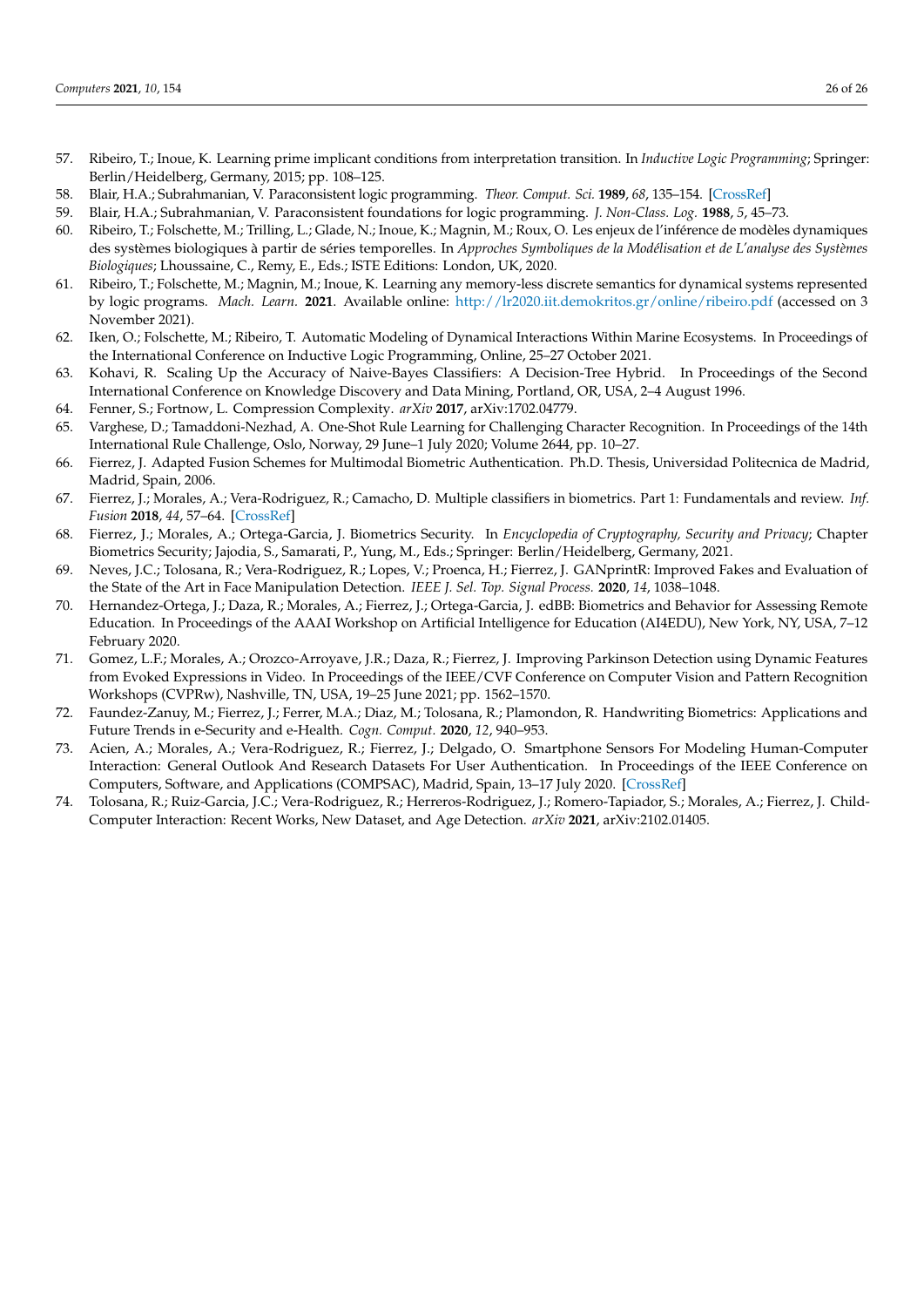57. Ribeiro, T.; Inoue, K. Learning prime implicant conditions from interpretation transition. In *Inductive Logic Programming*; Springer: Berlin/Heidelberg, Germany, 2015; pp. 108–125.
58. Blair, H.A.; Subrahmanian, V. Paraconsistent logic programming. *Theor. Comput. Sci.* **1989**, *68*, 135–154. [CrossRef]
59. Blair, H.A.; Subrahmanian, V. Paraconsistent foundations for logic programming. *J. Non-Class. Log.* **1988**, *5*, 45–73.
60. Ribeiro, T.; Folschette, M.; Trilling, L.; Glade, N.; Inoue, K.; Magnin, M.; Roux, O. Les enjeux de l'inférence de modèles dynamiques des systèmes biologiques à partir de séries temporelles. In *Approches Symboliques de la Modélisation et de L'analyse des Systèmes Biologiques*; Lhoussaine, C., Remy, E., Eds.; ISTE Editions: London, UK, 2020.
61. Ribeiro, T.; Folschette, M.; Magnin, M.; Inoue, K. Learning any memory-less discrete semantics for dynamical systems represented by logic programs. *Mach. Learn.* **2021**. Available online: http://lr2020.iit.demokritos.gr/online/ribeiro.pdf (accessed on 3 November 2021).
62. Iken, O.; Folschette, M.; Ribeiro, T. Automatic Modeling of Dynamical Interactions Within Marine Ecosystems. In Proceedings of the International Conference on Inductive Logic Programming, Online, 25–27 October 2021.
63. Kohavi, R. Scaling Up the Accuracy of Naive-Bayes Classifiers: A Decision-Tree Hybrid. In Proceedings of the Second International Conference on Knowledge Discovery and Data Mining, Portland, OR, USA, 2–4 August 1996.
64. Fenner, S.; Fortnow, L. Compression Complexity. *arXiv* **2017**, arXiv:1702.04779.
65. Varghese, D.; Tamaddoni-Nezhad, A. One-Shot Rule Learning for Challenging Character Recognition. In Proceedings of the 14th International Rule Challenge, Oslo, Norway, 29 June–1 July 2020; Volume 2644, pp. 10–27.
66. Fierrez, J. Adapted Fusion Schemes for Multimodal Biometric Authentication. Ph.D. Thesis, Universidad Politecnica de Madrid, Madrid, Spain, 2006.
67. Fierrez, J.; Morales, A.; Vera-Rodriguez, R.; Camacho, D. Multiple classifiers in biometrics. Part 1: Fundamentals and review. *Inf. Fusion* **2018**, *44*, 57–64. [CrossRef]
68. Fierrez, J.; Morales, A.; Ortega-Garcia, J. Biometrics Security. In *Encyclopedia of Cryptography, Security and Privacy*; Chapter Biometrics Security; Jajodia, S., Samarati, P., Yung, M., Eds.; Springer: Berlin/Heidelberg, Germany, 2021.
69. Neves, J.C.; Tolosana, R.; Vera-Rodriguez, R.; Lopes, V.; Proenca, H.; Fierrez, J. GANprintR: Improved Fakes and Evaluation of the State of the Art in Face Manipulation Detection. *IEEE J. Sel. Top. Signal Process.* **2020**, *14*, 1038–1048.
70. Hernandez-Ortega, J.; Daza, R.; Morales, A.; Fierrez, J.; Ortega-Garcia, J. edBB: Biometrics and Behavior for Assessing Remote Education. In Proceedings of the AAAI Workshop on Artificial Intelligence for Education (AI4EDU), New York, NY, USA, 7–12 February 2020.
71. Gomez, L.F.; Morales, A.; Orozco-Arroyave, J.R.; Daza, R.; Fierrez, J. Improving Parkinson Detection using Dynamic Features from Evoked Expressions in Video. In Proceedings of the IEEE/CVF Conference on Computer Vision and Pattern Recognition Workshops (CVPRw), Nashville, TN, USA, 19–25 June 2021; pp. 1562–1570.
72. Faundez-Zanuy, M.; Fierrez, J.; Ferrer, M.A.; Diaz, M.; Tolosana, R.; Plamondon, R. Handwriting Biometrics: Applications and Future Trends in e-Security and e-Health. *Cogn. Comput.* **2020**, *12*, 940–953.
73. Acien, A.; Morales, A.; Vera-Rodriguez, R.; Fierrez, J.; Delgado, O. Smartphone Sensors For Modeling Human-Computer Interaction: General Outlook And Research Datasets For User Authentication. In Proceedings of the IEEE Conference on Computers, Software, and Applications (COMPSAC), Madrid, Spain, 13–17 July 2020. [CrossRef]
74. Tolosana, R.; Ruiz-Garcia, J.C.; Vera-Rodriguez, R.; Herreros-Rodriguez, J.; Romero-Tapiador, S.; Morales, A.; Fierrez, J. Child-Computer Interaction: Recent Works, New Dataset, and Age Detection. *arXiv* **2021**, arXiv:2102.01405.